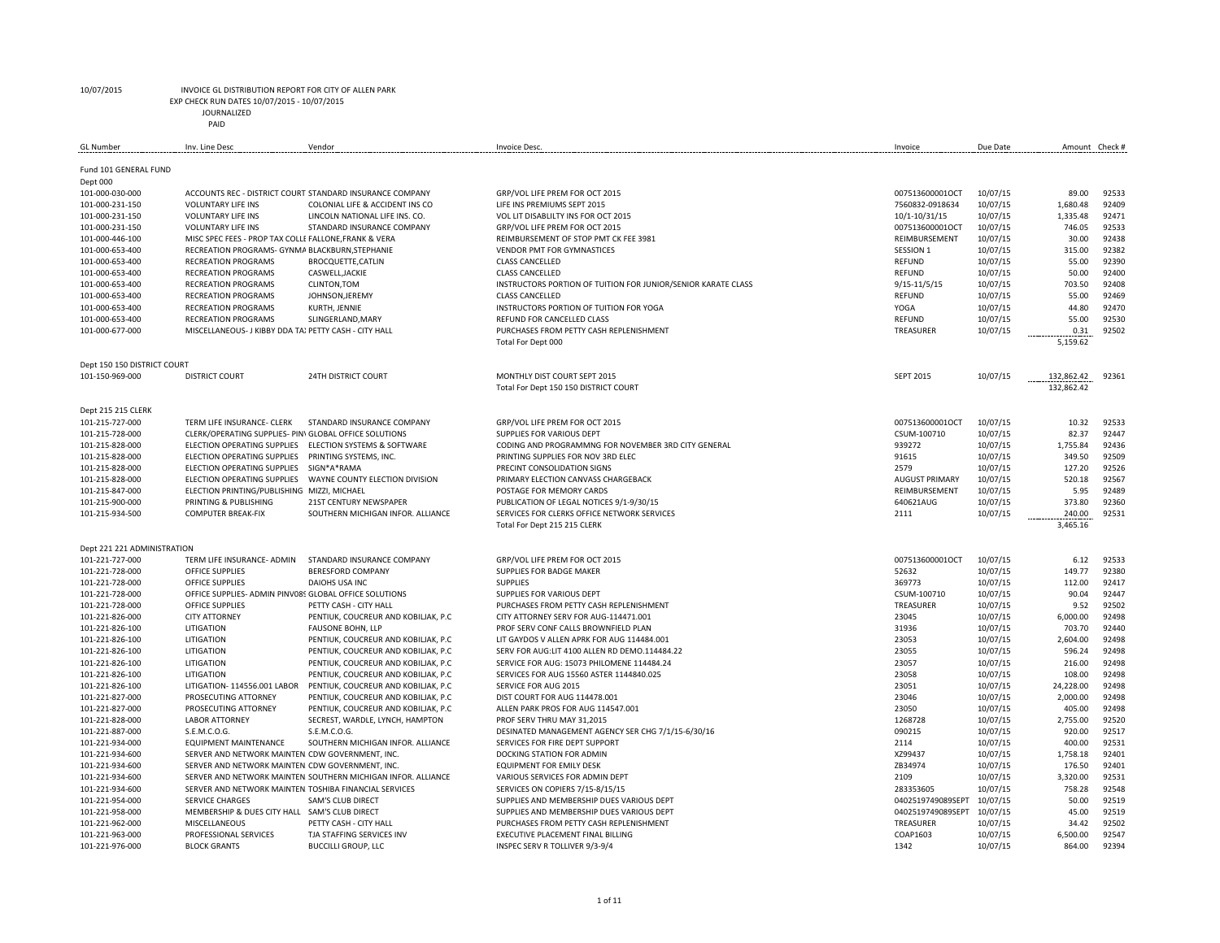10/07/2015 INVOICE GL DISTRIBUTION REPORT FOR CITY OF ALLEN PARK
EXP CHECK RUN DATES 10/07/2015 - 10/07/2015
JOURNALIZED
PAID

| GL Number | Inv. Line Desc | Vendor | Invoice Desc. | Invoice | Due Date | Amount | Check # |
|---|---|---|---|---|---|---|---|
| **Fund 101 GENERAL FUND** | | | | | | | |
| Dept 000 | | | | | | | |
| 101-000-030-000 | ACCOUNTS REC - DISTRICT COURT | STANDARD INSURANCE COMPANY | GRP/VOL LIFE PREM FOR OCT 2015 | 007513600001OCT | 10/07/15 | 89.00 | 92533 |
| 101-000-231-150 | VOLUNTARY LIFE INS | COLONIAL LIFE & ACCIDENT INS CO | LIFE INS PREMIUMS SEPT 2015 | 7560832-0918634 | 10/07/15 | 1,680.48 | 92409 |
| 101-000-231-150 | VOLUNTARY LIFE INS | LINCOLN NATIONAL LIFE INS. CO. | VOL LIT DISABLILTY INS FOR OCT 2015 | 10/1-10/31/15 | 10/07/15 | 1,335.48 | 92471 |
| 101-000-231-150 | VOLUNTARY LIFE INS | STANDARD INSURANCE COMPANY | GRP/VOL LIFE PREM FOR OCT 2015 | 007513600001OCT | 10/07/15 | 746.05 | 92533 |
| 101-000-446-100 | MISC SPEC FEES - PROP TAX COLLE | FALLONE,FRANK & VERA | REIMBURSEMENT OF STOP PMT CK FEE 3981 | REIMBURSEMENT | 10/07/15 | 30.00 | 92438 |
| 101-000-653-400 | RECREATION PROGRAMS- GYNMA | BLACKBURN,STEPHANIE | VENDOR PMT FOR GYMNASTICES | SESSION 1 | 10/07/15 | 315.00 | 92382 |
| 101-000-653-400 | RECREATION PROGRAMS | BROCQUETTE,CATLIN | CLASS CANCELLED | REFUND | 10/07/15 | 55.00 | 92390 |
| 101-000-653-400 | RECREATION PROGRAMS | CASWELL,JACKIE | CLASS CANCELLED | REFUND | 10/07/15 | 50.00 | 92400 |
| 101-000-653-400 | RECREATION PROGRAMS | CLINTON,TOM | INSTRUCTORS PORTION OF TUITION FOR JUNIOR/SENIOR KARATE CLASS | 9/15-11/5/15 | 10/07/15 | 703.50 | 92408 |
| 101-000-653-400 | RECREATION PROGRAMS | JOHNSON,JEREMY | CLASS CANCELLED | REFUND | 10/07/15 | 55.00 | 92469 |
| 101-000-653-400 | RECREATION PROGRAMS | KURTH, JENNIE | INSTRUCTORS PORTION OF TUITION FOR YOGA | YOGA | 10/07/15 | 44.80 | 92470 |
| 101-000-653-400 | RECREATION PROGRAMS | SLINGERLAND,MARY | REFUND FOR CANCELLED CLASS | REFUND | 10/07/15 | 55.00 | 92530 |
| 101-000-677-000 | MISCELLANEOUS- J KIBBY DDA TA: | PETTY CASH - CITY HALL | PURCHASES FROM PETTY CASH REPLENISHMENT | TREASURER | 10/07/15 | 0.31 | 92502 |
| | | | Total For Dept 000 | | | 5,159.62 | |
| Dept 150 150 DISTRICT COURT | | | | | | | |
| 101-150-969-000 | DISTRICT COURT | 24TH DISTRICT COURT | MONTHLY DIST COURT SEPT 2015 | SEPT 2015 | 10/07/15 | 132,862.42 | 92361 |
| | | | Total For Dept 150 150 DISTRICT COURT | | | 132,862.42 | |
| Dept 215 215 CLERK | | | | | | | |
| 101-215-727-000 | TERM LIFE INSURANCE- CLERK | STANDARD INSURANCE COMPANY | GRP/VOL LIFE PREM FOR OCT 2015 | 007513600001OCT | 10/07/15 | 10.32 | 92533 |
| 101-215-728-000 | CLERK/OPERATING SUPPLIES- PIN\ | GLOBAL OFFICE SOLUTIONS | SUPPLIES FOR VARIOUS DEPT | CSUM-100710 | 10/07/15 | 82.37 | 92447 |
| 101-215-828-000 | ELECTION OPERATING SUPPLIES | ELECTION SYSTEMS & SOFTWARE | CODING AND PROGRAMMNG FOR NOVEMBER 3RD CITY GENERAL | 939272 | 10/07/15 | 1,755.84 | 92436 |
| 101-215-828-000 | ELECTION OPERATING SUPPLIES | PRINTING SYSTEMS, INC. | PRINTING SUPPLIES FOR NOV 3RD ELEC | 91615 | 10/07/15 | 349.50 | 92509 |
| 101-215-828-000 | ELECTION OPERATING SUPPLIES | SIGN*A*RAMA | PRECINT CONSOLIDATION SIGNS | 2579 | 10/07/15 | 127.20 | 92526 |
| 101-215-828-000 | ELECTION OPERATING SUPPLIES | WAYNE COUNTY ELECTION DIVISION | PRIMARY ELECTION CANVASS CHARGEBACK | AUGUST PRIMARY | 10/07/15 | 520.18 | 92567 |
| 101-215-847-000 | ELECTION PRINTING/PUBLISHING | MIZZI, MICHAEL | POSTAGE FOR MEMORY CARDS | REIMBURSEMENT | 10/07/15 | 5.95 | 92489 |
| 101-215-900-000 | PRINTING & PUBLISHING | 21ST CENTURY NEWSPAPER | PUBLICATION OF LEGAL NOTICES 9/1-9/30/15 | 640621AUG | 10/07/15 | 373.80 | 92360 |
| 101-215-934-500 | COMPUTER BREAK-FIX | SOUTHERN MICHIGAN INFOR. ALLIANCE | SERVICES FOR CLERKS OFFICE NETWORK SERVICES | 2111 | 10/07/15 | 240.00 | 92531 |
| | | | Total For Dept 215 215 CLERK | | | 3,465.16 | |
| Dept 221 221 ADMINISTRATION | | | | | | | |
| 101-221-727-000 | TERM LIFE INSURANCE- ADMIN | STANDARD INSURANCE COMPANY | GRP/VOL LIFE PREM FOR OCT 2015 | 007513600001OCT | 10/07/15 | 6.12 | 92533 |
| 101-221-728-000 | OFFICE SUPPLIES | BERESFORD COMPANY | SUPPLIES FOR BADGE MAKER | 52632 | 10/07/15 | 149.77 | 92380 |
| 101-221-728-000 | OFFICE SUPPLIES | DAIOHS USA INC | SUPPLIES | 369773 | 10/07/15 | 112.00 | 92417 |
| 101-221-728-000 | OFFICE SUPPLIES- ADMIN PINV08! | GLOBAL OFFICE SOLUTIONS | SUPPLIES FOR VARIOUS DEPT | CSUM-100710 | 10/07/15 | 90.04 | 92447 |
| 101-221-728-000 | OFFICE SUPPLIES | PETTY CASH - CITY HALL | PURCHASES FROM PETTY CASH REPLENISHMENT | TREASURER | 10/07/15 | 9.52 | 92502 |
| 101-221-826-000 | CITY ATTORNEY | PENTIUK, COUCREUR AND KOBILJAK, P.C | CITY ATTORNEY SERV FOR AUG-114471.001 | 23045 | 10/07/15 | 6,000.00 | 92498 |
| 101-221-826-100 | LITIGATION | FAUSONE BOHN, LLP | PROF SERV CONF CALLS BROWNFIELD PLAN | 31936 | 10/07/15 | 703.70 | 92440 |
| 101-221-826-100 | LITIGATION | PENTIUK, COUCREUR AND KOBILJAK, P.C | LIT GAYDOS V ALLEN APRK FOR AUG 114484.001 | 23053 | 10/07/15 | 2,604.00 | 92498 |
| 101-221-826-100 | LITIGATION | PENTIUK, COUCREUR AND KOBILJAK, P.C | SERV FOR AUG:LIT 4100 ALLEN RD DEMO.114484.22 | 23055 | 10/07/15 | 596.24 | 92498 |
| 101-221-826-100 | LITIGATION | PENTIUK, COUCREUR AND KOBILJAK, P.C | SERVICE FOR AUG: 15073 PHILOMENE 114484.24 | 23057 | 10/07/15 | 216.00 | 92498 |
| 101-221-826-100 | LITIGATION | PENTIUK, COUCREUR AND KOBILJAK, P.C | SERVICES FOR AUG 15560 ASTER 1144840.025 | 23058 | 10/07/15 | 108.00 | 92498 |
| 101-221-826-100 | LITIGATION- 114556.001 LABOR | PENTIUK, COUCREUR AND KOBILJAK, P.C | SERVICE FOR AUG 2015 | 23051 | 10/07/15 | 24,228.00 | 92498 |
| 101-221-827-000 | PROSECUTING ATTORNEY | PENTIUK, COUCREUR AND KOBILJAK, P.C | DIST COURT FOR AUG 114478.001 | 23046 | 10/07/15 | 2,000.00 | 92498 |
| 101-221-827-000 | PROSECUTING ATTORNEY | PENTIUK, COUCREUR AND KOBILJAK, P.C | ALLEN PARK PROS FOR AUG 114547.001 | 23050 | 10/07/15 | 405.00 | 92498 |
| 101-221-828-000 | LABOR ATTORNEY | SECREST, WARDLE, LYNCH, HAMPTON | PROF SERV THRU MAY 31,2015 | 1268728 | 10/07/15 | 2,755.00 | 92520 |
| 101-221-887-000 | S.E.M.C.O.G. | S.E.M.C.O.G. | DESINATED MANAGEMENT AGENCY SER CHG 7/1/15-6/30/16 | 090215 | 10/07/15 | 920.00 | 92517 |
| 101-221-934-000 | EQUIPMENT MAINTENANCE | SOUTHERN MICHIGAN INFOR. ALLIANCE | SERVICES FOR FIRE DEPT SUPPORT | 2114 | 10/07/15 | 400.00 | 92531 |
| 101-221-934-600 | SERVER AND NETWORK MAINTEN | CDW GOVERNMENT, INC. | DOCKING STATION FOR ADMIN | XZ99437 | 10/07/15 | 1,758.18 | 92401 |
| 101-221-934-600 | SERVER AND NETWORK MAINTEN | CDW GOVERNMENT, INC. | EQUIPMENT FOR EMILY DESK | ZB34974 | 10/07/15 | 176.50 | 92401 |
| 101-221-934-600 | SERVER AND NETWORK MAINTEN | SOUTHERN MICHIGAN INFOR. ALLIANCE | VARIOUS SERVICES FOR ADMIN DEPT | 2109 | 10/07/15 | 3,320.00 | 92531 |
| 101-221-934-600 | SERVER AND NETWORK MAINTEN | TOSHIBA FINANCIAL SERVICES | SERVICES ON COPIERS 7/15-8/15/15 | 283353605 | 10/07/15 | 758.28 | 92548 |
| 101-221-954-000 | SERVICE CHARGES | SAM'S CLUB DIRECT | SUPPLIES AND MEMBERSHIP DUES VARIOUS DEPT | 0402519749089SEPT | 10/07/15 | 50.00 | 92519 |
| 101-221-958-000 | MEMBERSHIP & DUES CITY HALL | SAM'S CLUB DIRECT | SUPPLIES AND MEMBERSHIP DUES VARIOUS DEPT | 0402519749089SEPT | 10/07/15 | 45.00 | 92519 |
| 101-221-962-000 | MISCELLANEOUS | PETTY CASH - CITY HALL | PURCHASES FROM PETTY CASH REPLENISHMENT | TREASURER | 10/07/15 | 34.42 | 92502 |
| 101-221-963-000 | PROFESSIONAL SERVICES | TJA STAFFING SERVICES INV | EXECUTIVE PLACEMENT FINAL BILLING | COAP1603 | 10/07/15 | 6,500.00 | 92547 |
| 101-221-976-000 | BLOCK GRANTS | BUCCILLI GROUP, LLC | INSPEC SERV R TOLLIVER 9/3-9/4 | 1342 | 10/07/15 | 864.00 | 92394 |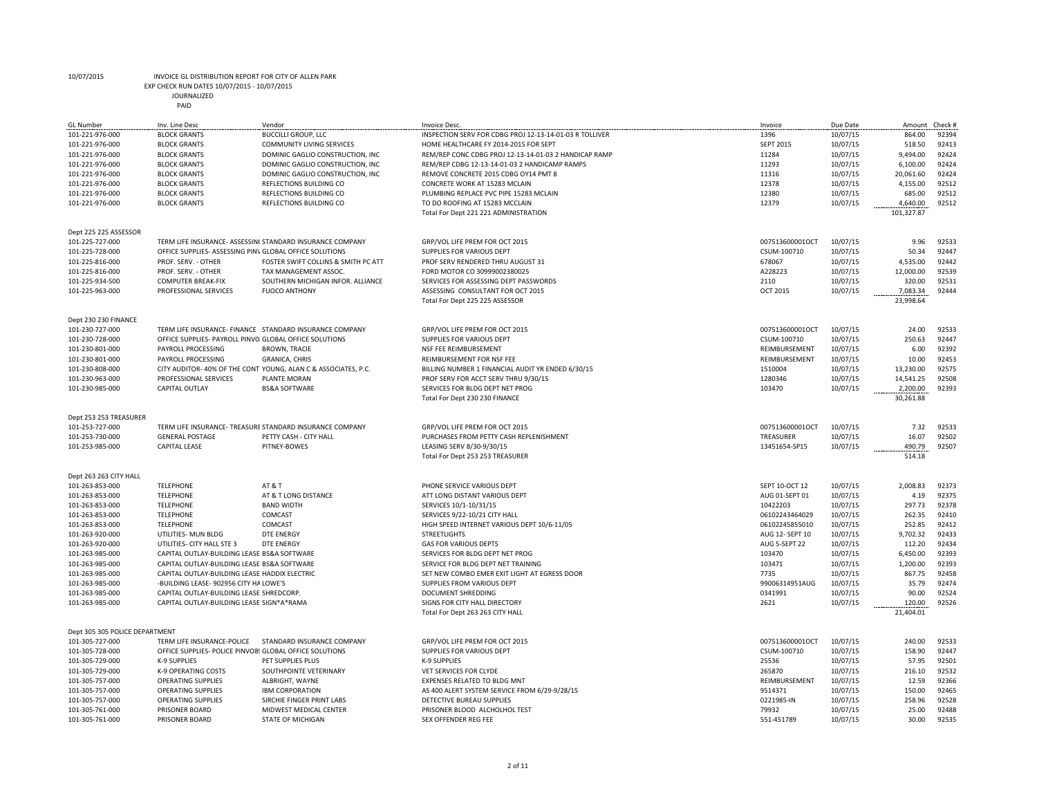10/07/2015 INVOICE GL DISTRIBUTION REPORT FOR CITY OF ALLEN PARK
EXP CHECK RUN DATES 10/07/2015 - 10/07/2015
JOURNALIZED
PAID

| GL Number | Inv. Line Desc | Vendor | Invoice Desc. | Invoice | Due Date | Amount | Check # |
|---|---|---|---|---|---|---|---|
| 101-221-976-000 | BLOCK GRANTS | BUCCILLI GROUP, LLC | INSPECTION SERV FOR CDBG PROJ 12-13-14-01-03 R TOLLIVER | 1396 | 10/07/15 | 864.00 | 92394 |
| 101-221-976-000 | BLOCK GRANTS | COMMUNITY LIVING SERVICES | HOME HEALTHCARE FY 2014-2015 FOR SEPT | SEPT 2015 | 10/07/15 | 518.50 | 92413 |
| 101-221-976-000 | BLOCK GRANTS | DOMINIC GAGLIO CONSTRUCTION, INC | REM/REP CONC CDBG PROJ 12-13-14-01-03 2 HANDICAP RAMP | 11284 | 10/07/15 | 9,494.00 | 92424 |
| 101-221-976-000 | BLOCK GRANTS | DOMINIC GAGLIO CONSTRUCTION, INC | REM/REP CDBG 12-13-14-01-03 2 HANDICAMP RAMPS | 11293 | 10/07/15 | 6,100.00 | 92424 |
| 101-221-976-000 | BLOCK GRANTS | DOMINIC GAGLIO CONSTRUCTION, INC | REMOVE CONCRETE 2015 CDBG OY14 PMT 8 | 11316 | 10/07/15 | 20,061.60 | 92424 |
| 101-221-976-000 | BLOCK GRANTS | REFLECTIONS BUILDING CO | CONCRETE WORK AT 15283 MCLAIN | 12378 | 10/07/15 | 4,155.00 | 92512 |
| 101-221-976-000 | BLOCK GRANTS | REFLECTIONS BUILDING CO | PLUMBING REPLACE PVC PIPE 15283 MCLAIN | 12380 | 10/07/15 | 685.00 | 92512 |
| 101-221-976-000 | BLOCK GRANTS | REFLECTIONS BUILDING CO | TO DO ROOFING AT 15283 MCCLAIN | 12379 | 10/07/15 | 4,640.00 | 92512 |
| | | | Total For Dept 221 221 ADMINISTRATION | | | 101,327.87 | |
| **Dept 225 225 ASSESSOR** | | | | | | | |
| 101-225-727-000 | TERM LIFE INSURANCE- ASSESSIN( | STANDARD INSURANCE COMPANY | GRP/VOL LIFE PREM FOR OCT 2015 | 007513600001OCT | 10/07/15 | 9.96 | 92533 |
| 101-225-728-000 | OFFICE SUPPLIES- ASSESSING PIN\ | GLOBAL OFFICE SOLUTIONS | SUPPLIES FOR VARIOUS DEPT | CSUM-100710 | 10/07/15 | 50.34 | 92447 |
| 101-225-816-000 | PROF. SERV. - OTHER | FOSTER SWIFT COLLINS & SMITH PC ATT | PROF SERV RENDERED THRU AUGUST 31 | 678067 | 10/07/15 | 4,535.00 | 92442 |
| 101-225-816-000 | PROF. SERV. - OTHER | TAX MANAGEMENT ASSOC. | FORD MOTOR CO 30999002380025 | A228223 | 10/07/15 | 12,000.00 | 92539 |
| 101-225-934-500 | COMPUTER BREAK-FIX | SOUTHERN MICHIGAN INFOR. ALLIANCE | SERVICES FOR ASSESSING DEPT PASSWORDS | 2110 | 10/07/15 | 320.00 | 92531 |
| 101-225-963-000 | PROFESSIONAL SERVICES | FUOCO ANTHONY | ASSESSING CONSULTANT FOR OCT 2015 | OCT 2015 | 10/07/15 | 7,083.34 | 92444 |
| | | | Total For Dept 225 225 ASSESSOR | | | 23,998.64 | |
| **Dept 230 230 FINANCE** | | | | | | | |
| 101-230-727-000 | TERM LIFE INSURANCE- FINANCE | STANDARD INSURANCE COMPANY | GRP/VOL LIFE PREM FOR OCT 2015 | 007513600001OCT | 10/07/15 | 24.00 | 92533 |
| 101-230-728-000 | OFFICE SUPPLIES- PAYROLL PINVO | GLOBAL OFFICE SOLUTIONS | SUPPLIES FOR VARIOUS DEPT | CSUM-100710 | 10/07/15 | 250.63 | 92447 |
| 101-230-801-000 | PAYROLL PROCESSING | BROWN, TRACIE | NSF FEE REIMBURSEMENT | REIMBURSEMENT | 10/07/15 | 6.00 | 92392 |
| 101-230-801-000 | PAYROLL PROCESSING | GRANICA, CHRIS | REIMBURSEMENT FOR NSF FEE | REIMBURSEMENT | 10/07/15 | 10.00 | 92453 |
| 101-230-808-000 | CITY AUDITOR- 40% OF THE CONT | YOUNG, ALAN C & ASSOCIATES, P.C. | BILLING NUMBER 1 FINANCIAL AUDIT YR ENDED 6/30/15 | 1510004 | 10/07/15 | 13,230.00 | 92575 |
| 101-230-963-000 | PROFESSIONAL SERVICES | PLANTE MORAN | PROF SERV FOR ACCT SERV THRU 9/30/15 | 1280346 | 10/07/15 | 14,541.25 | 92508 |
| 101-230-985-000 | CAPITAL OUTLAY | BS&A SOFTWARE | SERVICES FOR BLDG DEPT NET PROG | 103470 | 10/07/15 | 2,200.00 | 92393 |
| | | | Total For Dept 230 230 FINANCE | | | 30,261.88 | |
| **Dept 253 253 TREASURER** | | | | | | | |
| 101-253-727-000 | TERM LIFE INSURANCE- TREASURE | STANDARD INSURANCE COMPANY | GRP/VOL LIFE PREM FOR OCT 2015 | 007513600001OCT | 10/07/15 | 7.32 | 92533 |
| 101-253-730-000 | GENERAL POSTAGE | PETTY CASH - CITY HALL | PURCHASES FROM PETTY CASH REPLENISHMENT | TREASURER | 10/07/15 | 16.07 | 92502 |
| 101-253-985-000 | CAPITAL LEASE | PITNEY-BOWES | LEASING SERV 8/30-9/30/15 | 13451654-SP15 | 10/07/15 | 490.79 | 92507 |
| | | | Total For Dept 253 253 TREASURER | | | 514.18 | |
| **Dept 263 263 CITY HALL** | | | | | | | |
| 101-263-853-000 | TELEPHONE | AT & T | PHONE SERVICE VARIOUS DEPT | SEPT 10-OCT 12 | 10/07/15 | 2,008.83 | 92373 |
| 101-263-853-000 | TELEPHONE | AT & T LONG DISTANCE | ATT LONG DISTANT VARIOUS DEPT | AUG 01-SEPT 01 | 10/07/15 | 4.19 | 92375 |
| 101-263-853-000 | TELEPHONE | BAND WIDTH | SERVICES 10/1-10/31/15 | 10422203 | 10/07/15 | 297.73 | 92378 |
| 101-263-853-000 | TELEPHONE | COMCAST | SERVICES 9/22-10/21 CITY HALL | 06102243464029 | 10/07/15 | 262.35 | 92410 |
| 101-263-853-000 | TELEPHONE | COMCAST | HIGH SPEED INTERNET VARIOUS DEPT 10/6-11/05 | 06102245855010 | 10/07/15 | 252.85 | 92412 |
| 101-263-920-000 | UTILITIES- MUN BLDG | DTE ENERGY | STREETLIGHTS | AUG 12- SEPT 10 | 10/07/15 | 9,702.32 | 92433 |
| 101-263-920-000 | UTILITIES- CITY HALL STE 3 | DTE ENERGY | GAS FOR VARIOUS DEPTS | AUG 5-SEPT 22 | 10/07/15 | 112.20 | 92434 |
| 101-263-985-000 | CAPITAL OUTLAY-BUILDING LEASE | BS&A SOFTWARE | SERVICES FOR BLDG DEPT NET PROG | 103470 | 10/07/15 | 6,450.00 | 92393 |
| 101-263-985-000 | CAPITAL OUTLAY-BUILDING LEASE | BS&A SOFTWARE | SERVICE FOR BLDG DEPT NET TRAINING | 103471 | 10/07/15 | 1,200.00 | 92393 |
| 101-263-985-000 | CAPITAL OUTLAY-BUILDING LEASE | HADDIX ELECTRIC | SET NEW COMBO EMER EXIT LIGHT AT EGRESS DOOR | 7735 | 10/07/15 | 867.75 | 92458 |
| 101-263-985-000 | -BUILDING LEASE- 902956 CITY HA | LOWE'S | SUPPLIES FROM VARIOUS DEPT | 99006314951AUG | 10/07/15 | 35.79 | 92474 |
| 101-263-985-000 | CAPITAL OUTLAY-BUILDING LEASE | SHREDCORP. | DOCUMENT SHREDDING | 0341991 | 10/07/15 | 90.00 | 92524 |
| 101-263-985-000 | CAPITAL OUTLAY-BUILDING LEASE | SIGN*A*RAMA | SIGNS FOR CITY HALL DIRECTORY | 2621 | 10/07/15 | 120.00 | 92526 |
| | | | Total For Dept 263 263 CITY HALL | | | 21,404.01 | |
| **Dept 305 305 POLICE DEPARTMENT** | | | | | | | |
| 101-305-727-000 | TERM LIFE INSURANCE-POLICE | STANDARD INSURANCE COMPANY | GRP/VOL LIFE PREM FOR OCT 2015 | 007513600001OCT | 10/07/15 | 240.00 | 92533 |
| 101-305-728-000 | OFFICE SUPPLIES- POLICE PINVO8 | GLOBAL OFFICE SOLUTIONS | SUPPLIES FOR VARIOUS DEPT | CSUM-100710 | 10/07/15 | 158.90 | 92447 |
| 101-305-729-000 | K-9 SUPPLIES | PET SUPPLIES PLUS | K-9 SUPPLIES | 25536 | 10/07/15 | 57.95 | 92501 |
| 101-305-729-000 | K-9 OPERATING COSTS | SOUTHPOINTE VETERINARY | VET SERVICES FOR CLYDE | 265870 | 10/07/15 | 216.10 | 92532 |
| 101-305-757-000 | OPERATING SUPPLIES | ALBRIGHT, WAYNE | EXPENSES RELATED TO BLDG MNT | REIMBURSEMENT | 10/07/15 | 12.59 | 92366 |
| 101-305-757-000 | OPERATING SUPPLIES | IBM CORPORATION | AS 400 ALERT SYSTEM SERVICE FROM 6/29-9/28/15 | 9514371 | 10/07/15 | 150.00 | 92465 |
| 101-305-757-000 | OPERATING SUPPLIES | SIRCHIE FINGER PRINT LABS | DETECTIVE BUREAU SUPPLIES | 0221985-IN | 10/07/15 | 258.96 | 92528 |
| 101-305-761-000 | PRISONER BOARD | MIDWEST MEDICAL CENTER | PRISONER BLOOD ALCHOLHOL TEST | 79932 | 10/07/15 | 25.00 | 92488 |
| 101-305-761-000 | PRISONER BOARD | STATE OF MICHIGAN | SEX OFFENDER REG FEE | 551-451789 | 10/07/15 | 30.00 | 92535 |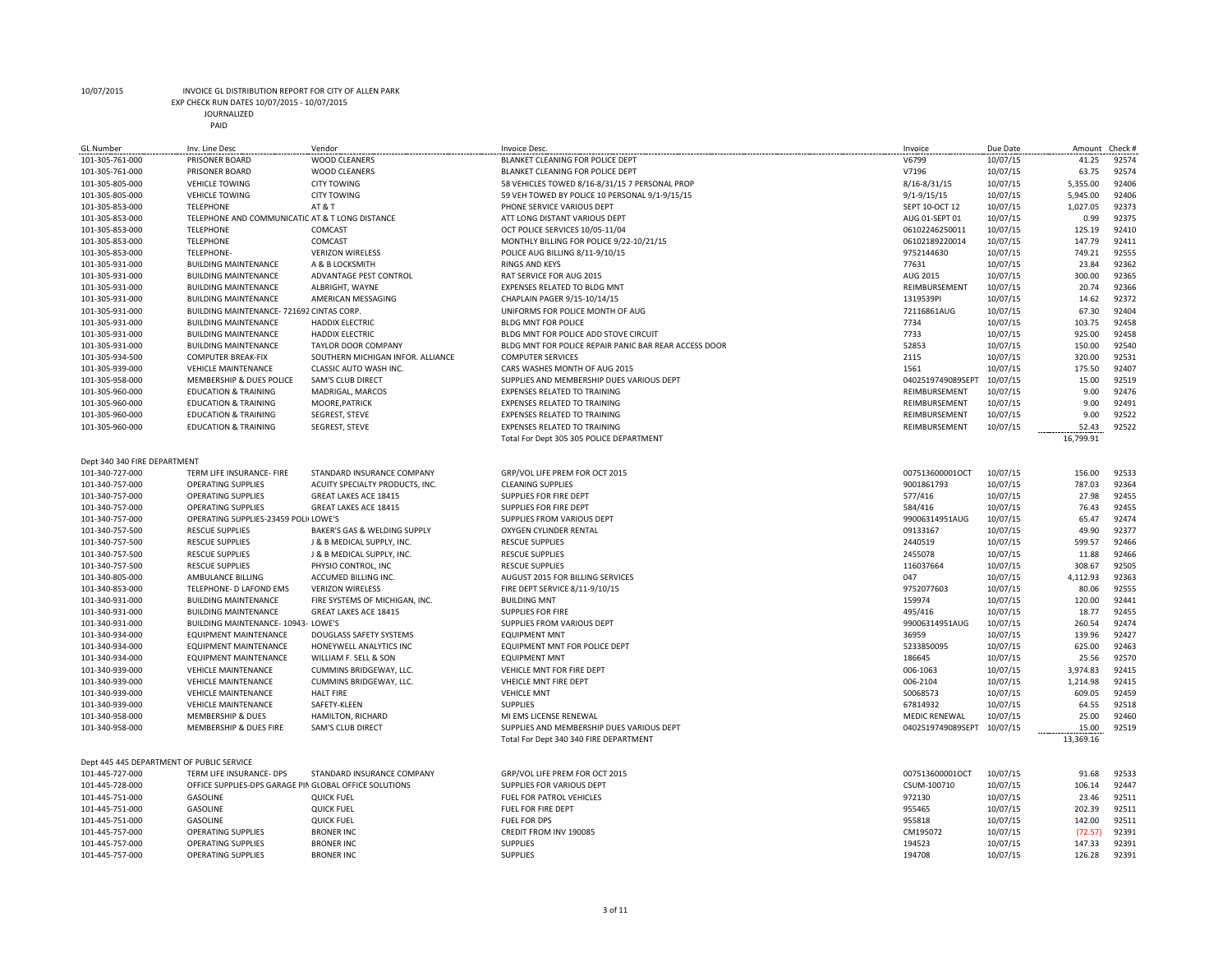10/07/2015 INVOICE GL DISTRIBUTION REPORT FOR CITY OF ALLEN PARK

EXP CHECK RUN DATES 10/07/2015 - 10/07/2015

JOURNALIZED

PAID

| GL Number | Inv. Line Desc | Vendor | Invoice Desc. | Invoice | Due Date | Amount | Check # |
|---|---|---|---|---|---|---|---|
| 101-305-761-000 | PRISONER BOARD | WOOD CLEANERS | BLANKET CLEANING FOR POLICE DEPT | V6799 | 10/07/15 | 41.25 | 92574 |
| 101-305-761-000 | PRISONER BOARD | WOOD CLEANERS | BLANKET CLEANING FOR POLICE DEPT | V7196 | 10/07/15 | 63.75 | 92574 |
| 101-305-805-000 | VEHICLE TOWING | CITY TOWING | 58 VEHICLES TOWED 8/16-8/31/15 7 PERSONAL PROP | 8/16-8/31/15 | 10/07/15 | 5,355.00 | 92406 |
| 101-305-805-000 | VEHICLE TOWING | CITY TOWING | 59 VEH TOWED BY POLICE 10 PERSONAL 9/1-9/15/15 | 9/1-9/15/15 | 10/07/15 | 5,945.00 | 92406 |
| 101-305-853-000 | TELEPHONE | AT & T | PHONE SERVICE VARIOUS DEPT | SEPT 10-OCT 12 | 10/07/15 | 1,027.05 | 92373 |
| 101-305-853-000 | TELEPHONE AND COMMUNICATIC | AT & T LONG DISTANCE | ATT LONG DISTANT VARIOUS DEPT | AUG 01-SEPT 01 | 10/07/15 | 0.99 | 92375 |
| 101-305-853-000 | TELEPHONE | COMCAST | OCT POLICE SERVICES 10/05-11/04 | 06102246250011 | 10/07/15 | 125.19 | 92410 |
| 101-305-853-000 | TELEPHONE | COMCAST | MONTHLY BILLING FOR POLICE 9/22-10/21/15 | 06102189220014 | 10/07/15 | 147.79 | 92411 |
| 101-305-853-000 | TELEPHONE- | VERIZON WIRELESS | POLICE AUG BILLING 8/11-9/10/15 | 9752144630 | 10/07/15 | 749.21 | 92555 |
| 101-305-931-000 | BUILDING MAINTENANCE | A & B LOCKSMITH | RINGS AND KEYS | 77631 | 10/07/15 | 23.84 | 92362 |
| 101-305-931-000 | BUILDING MAINTENANCE | ADVANTAGE PEST CONTROL | RAT SERVICE FOR AUG 2015 | AUG 2015 | 10/07/15 | 300.00 | 92365 |
| 101-305-931-000 | BUILDING MAINTENANCE | ALBRIGHT, WAYNE | EXPENSES RELATED TO BLDG MNT | REIMBURSEMENT | 10/07/15 | 20.74 | 92366 |
| 101-305-931-000 | BUILDING MAINTENANCE | AMERICAN MESSAGING | CHAPLAIN PAGER 9/15-10/14/15 | 1319539PI | 10/07/15 | 14.62 | 92372 |
| 101-305-931-000 | BUILDING MAINTENANCE- 721692 | CINTAS CORP. | UNIFORMS FOR POLICE MONTH OF AUG | 72116861AUG | 10/07/15 | 67.30 | 92404 |
| 101-305-931-000 | BUILDING MAINTENANCE | HADDIX ELECTRIC | BLDG MNT FOR POLICE | 7734 | 10/07/15 | 103.75 | 92458 |
| 101-305-931-000 | BUILDING MAINTENANCE | HADDIX ELECTRIC | BLDG MNT FOR POLICE ADD STOVE CIRCUIT | 7733 | 10/07/15 | 925.00 | 92458 |
| 101-305-931-000 | BUILDING MAINTENANCE | TAYLOR DOOR COMPANY | BLDG MNT FOR POLICE REPAIR PANIC BAR REAR ACCESS DOOR | 52853 | 10/07/15 | 150.00 | 92540 |
| 101-305-934-500 | COMPUTER BREAK-FIX | SOUTHERN MICHIGAN INFOR. ALLIANCE | COMPUTER SERVICES | 2115 | 10/07/15 | 320.00 | 92531 |
| 101-305-939-000 | VEHICLE MAINTENANCE | CLASSIC AUTO WASH INC. | CARS WASHES MONTH OF AUG 2015 | 1561 | 10/07/15 | 175.50 | 92407 |
| 101-305-958-000 | MEMBERSHIP & DUES POLICE | SAM'S CLUB DIRECT | SUPPLIES AND MEMBERSHIP DUES VARIOUS DEPT | 0402519749089SEPT | 10/07/15 | 15.00 | 92519 |
| 101-305-960-000 | EDUCATION & TRAINING | MADRIGAL, MARCOS | EXPENSES RELATED TO TRAINING | REIMBURSEMENT | 10/07/15 | 9.00 | 92476 |
| 101-305-960-000 | EDUCATION & TRAINING | MOORE,PATRICK | EXPENSES RELATED TO TRAINING | REIMBURSEMENT | 10/07/15 | 9.00 | 92491 |
| 101-305-960-000 | EDUCATION & TRAINING | SEGREST, STEVE | EXPENSES RELATED TO TRAINING | REIMBURSEMENT | 10/07/15 | 9.00 | 92522 |
| 101-305-960-000 | EDUCATION & TRAINING | SEGREST, STEVE | EXPENSES RELATED TO TRAINING | REIMBURSEMENT | 10/07/15 | 52.43 | 92522 |
| | | | Total For Dept 305 305 POLICE DEPARTMENT | | | 16,799.91 | |
| Dept 340 340 FIRE DEPARTMENT | | | | | | | |
| 101-340-727-000 | TERM LIFE INSURANCE- FIRE | STANDARD INSURANCE COMPANY | GRP/VOL LIFE PREM FOR OCT 2015 | 007513600001OCT | 10/07/15 | 156.00 | 92533 |
| 101-340-757-000 | OPERATING SUPPLIES | ACUITY SPECIALTY PRODUCTS, INC. | CLEANING SUPPLIES | 9001861793 | 10/07/15 | 787.03 | 92364 |
| 101-340-757-000 | OPERATING SUPPLIES | GREAT LAKES ACE 18415 | SUPPLIES FOR FIRE DEPT | 577/416 | 10/07/15 | 27.98 | 92455 |
| 101-340-757-000 | OPERATING SUPPLIES | GREAT LAKES ACE 18415 | SUPPLIES FOR FIRE DEPT | 584/416 | 10/07/15 | 76.43 | 92455 |
| 101-340-757-000 | OPERATING SUPPLIES-23459 POLI | LOWE'S | SUPPLIES FROM VARIOUS DEPT | 99006314951AUG | 10/07/15 | 65.47 | 92474 |
| 101-340-757-500 | RESCUE SUPPLIES | BAKER'S GAS & WELDING SUPPLY | OXYGEN CYLINDER RENTAL | 09133167 | 10/07/15 | 49.90 | 92377 |
| 101-340-757-500 | RESCUE SUPPLIES | J & B MEDICAL SUPPLY, INC. | RESCUE SUPPLIES | 2440519 | 10/07/15 | 599.57 | 92466 |
| 101-340-757-500 | RESCUE SUPPLIES | J & B MEDICAL SUPPLY, INC. | RESCUE SUPPLIES | 2455078 | 10/07/15 | 11.88 | 92466 |
| 101-340-757-500 | RESCUE SUPPLIES | PHYSIO CONTROL, INC | RESCUE SUPPLIES | 116037664 | 10/07/15 | 308.67 | 92505 |
| 101-340-805-000 | AMBULANCE BILLING | ACCUMED BILLING INC. | AUGUST 2015 FOR BILLING SERVICES | 047 | 10/07/15 | 4,112.93 | 92363 |
| 101-340-853-000 | TELEPHONE- D LAFOND EMS | VERIZON WIRELESS | FIRE DEPT SERVICE 8/11-9/10/15 | 9752077603 | 10/07/15 | 80.06 | 92555 |
| 101-340-931-000 | BUILDING MAINTENANCE | FIRE SYSTEMS OF MICHIGAN, INC. | BUILDING MNT | 159974 | 10/07/15 | 120.00 | 92441 |
| 101-340-931-000 | BUILDING MAINTENANCE | GREAT LAKES ACE 18415 | SUPPLIES FOR FIRE | 495/416 | 10/07/15 | 18.77 | 92455 |
| 101-340-931-000 | BUILDING MAINTENANCE- 10943- | LOWE'S | SUPPLIES FROM VARIOUS DEPT | 99006314951AUG | 10/07/15 | 260.54 | 92474 |
| 101-340-934-000 | EQUIPMENT MAINTENANCE | DOUGLASS SAFETY SYSTEMS | EQUIPMENT MNT | 36959 | 10/07/15 | 139.96 | 92427 |
| 101-340-934-000 | EQUIPMENT MAINTENANCE | HONEYWELL ANALYTICS INC | EQUIPMENT MNT FOR POLICE DEPT | 5233850095 | 10/07/15 | 625.00 | 92463 |
| 101-340-934-000 | EQUIPMENT MAINTENANCE | WILLIAM F. SELL & SON | EQUIPMENT MNT | 186645 | 10/07/15 | 25.56 | 92570 |
| 101-340-939-000 | VEHICLE MAINTENANCE | CUMMINS BRIDGEWAY, LLC. | VEHICLE MNT FOR FIRE DEPT | 006-1063 | 10/07/15 | 3,974.83 | 92415 |
| 101-340-939-000 | VEHICLE MAINTENANCE | CUMMINS BRIDGEWAY, LLC. | VHEICLE MNT FIRE DEPT | 006-2104 | 10/07/15 | 1,214.98 | 92415 |
| 101-340-939-000 | VEHICLE MAINTENANCE | HALT FIRE | VEHICLE MNT | S0068573 | 10/07/15 | 609.05 | 92459 |
| 101-340-939-000 | VEHICLE MAINTENANCE | SAFETY-KLEEN | SUPPLIES | 67814932 | 10/07/15 | 64.55 | 92518 |
| 101-340-958-000 | MEMBERSHIP & DUES | HAMILTON, RICHARD | MI EMS LICENSE RENEWAL | MEDIC RENEWAL | 10/07/15 | 25.00 | 92460 |
| 101-340-958-000 | MEMBERSHIP & DUES FIRE | SAM'S CLUB DIRECT | SUPPLIES AND MEMBERSHIP DUES VARIOUS DEPT | 0402519749089SEPT | 10/07/15 | 15.00 | 92519 |
| | | | Total For Dept 340 340 FIRE DEPARTMENT | | | 13,369.16 | |
| Dept 445 445 DEPARTMENT OF PUBLIC SERVICE | | | | | | | |
| 101-445-727-000 | TERM LIFE INSURANCE- DPS | STANDARD INSURANCE COMPANY | GRP/VOL LIFE PREM FOR OCT 2015 | 007513600001OCT | 10/07/15 | 91.68 | 92533 |
| 101-445-728-000 | OFFICE SUPPLIES-DPS GARAGE PIN | GLOBAL OFFICE SOLUTIONS | SUPPLIES FOR VARIOUS DEPT | CSUM-100710 | 10/07/15 | 106.14 | 92447 |
| 101-445-751-000 | GASOLINE | QUICK FUEL | FUEL FOR PATROL VEHICLES | 972130 | 10/07/15 | 23.46 | 92511 |
| 101-445-751-000 | GASOLINE | QUICK FUEL | FUEL FOR FIRE DEPT | 955465 | 10/07/15 | 202.39 | 92511 |
| 101-445-751-000 | GASOLINE | QUICK FUEL | FUEL FOR DPS | 955818 | 10/07/15 | 142.00 | 92511 |
| 101-445-757-000 | OPERATING SUPPLIES | BRONER INC | CREDIT FROM INV 190085 | CM195072 | 10/07/15 | (72.57) | 92391 |
| 101-445-757-000 | OPERATING SUPPLIES | BRONER INC | SUPPLIES | 194523 | 10/07/15 | 147.33 | 92391 |
| 101-445-757-000 | OPERATING SUPPLIES | BRONER INC | SUPPLIES | 194708 | 10/07/15 | 126.28 | 92391 |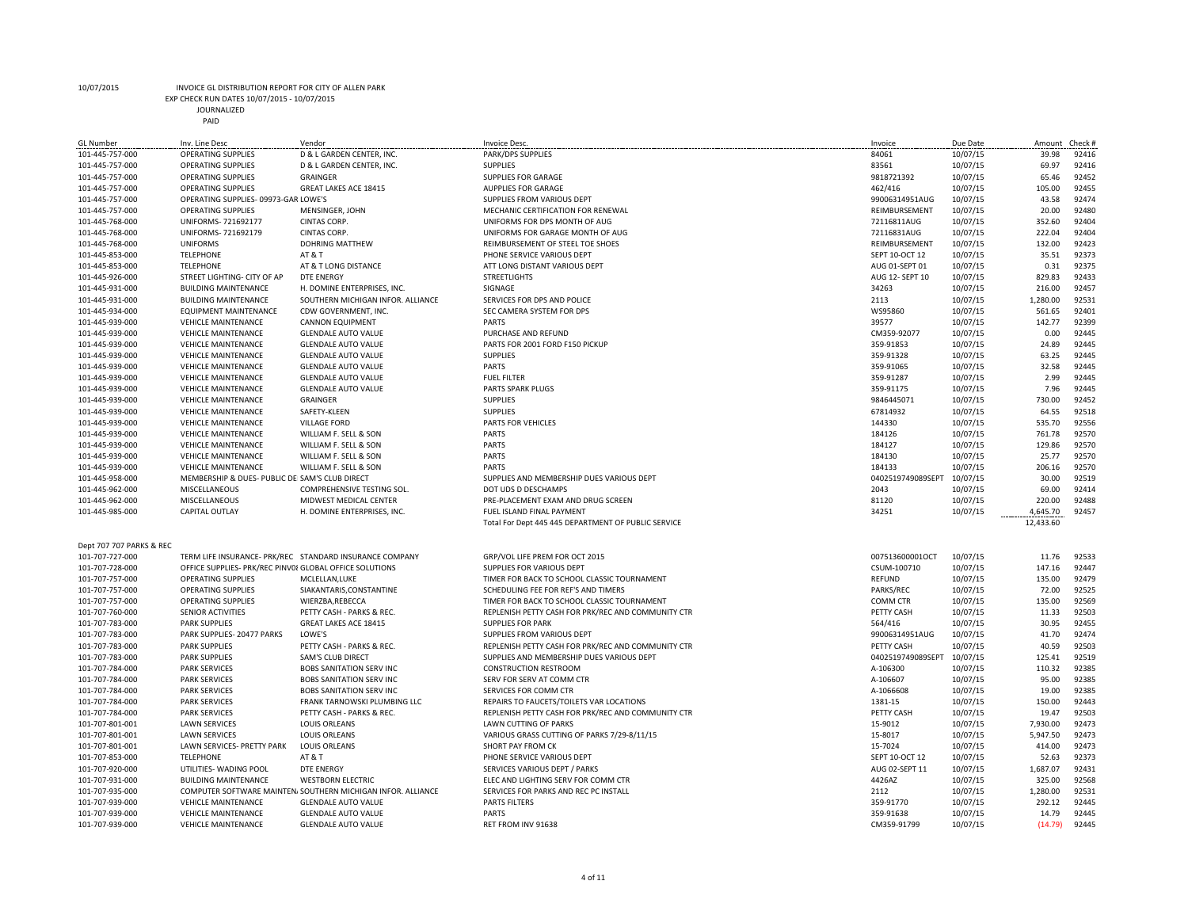10/07/2015 INVOICE GL DISTRIBUTION REPORT FOR CITY OF ALLEN PARK

EXP CHECK RUN DATES 10/07/2015 - 10/07/2015

JOURNALIZED

PAID

| GL Number | Inv. Line Desc | Vendor | Invoice Desc. | Invoice | Due Date | Amount | Check # |
|---|---|---|---|---|---|---|---|
| 101-445-757-000 | OPERATING SUPPLIES | D & L GARDEN CENTER, INC. | PARK/DPS SUPPLIES | 84061 | 10/07/15 | 39.98 | 92416 |
| 101-445-757-000 | OPERATING SUPPLIES | D & L GARDEN CENTER, INC. | SUPPLIES | 83561 | 10/07/15 | 69.97 | 92416 |
| 101-445-757-000 | OPERATING SUPPLIES | GRAINGER | SUPPLIES FOR GARAGE | 9818721392 | 10/07/15 | 65.46 | 92452 |
| 101-445-757-000 | OPERATING SUPPLIES | GREAT LAKES ACE 18415 | AUPPLIES FOR GARAGE | 462/416 | 10/07/15 | 105.00 | 92455 |
| 101-445-757-000 | OPERATING SUPPLIES- 09973-GAR | LOWE'S | SUPPLIES FROM VARIOUS DEPT | 99006314951AUG | 10/07/15 | 43.58 | 92474 |
| 101-445-757-000 | OPERATING SUPPLIES | MENSINGER, JOHN | MECHANIC CERTIFICATION FOR RENEWAL | REIMBURSEMENT | 10/07/15 | 20.00 | 92480 |
| 101-445-768-000 | UNIFORMS- 721692177 | CINTAS CORP. | UNIFORMS FOR DPS MONTH OF AUG | 72116811AUG | 10/07/15 | 352.60 | 92404 |
| 101-445-768-000 | UNIFORMS- 721692179 | CINTAS CORP. | UNIFORMS FOR GARAGE MONTH OF AUG | 72116831AUG | 10/07/15 | 222.04 | 92404 |
| 101-445-768-000 | UNIFORMS | DOHRING MATTHEW | REIMBURSEMENT OF STEEL TOE SHOES | REIMBURSEMENT | 10/07/15 | 132.00 | 92423 |
| 101-445-853-000 | TELEPHONE | AT & T | PHONE SERVICE VARIOUS DEPT | SEPT 10-OCT 12 | 10/07/15 | 35.51 | 92373 |
| 101-445-853-000 | TELEPHONE | AT & T LONG DISTANCE | ATT LONG DISTANT VARIOUS DEPT | AUG 01-SEPT 01 | 10/07/15 | 0.31 | 92375 |
| 101-445-926-000 | STREET LIGHTING- CITY OF AP | DTE ENERGY | STREETLIGHTS | AUG 12- SEPT 10 | 10/07/15 | 829.83 | 92433 |
| 101-445-931-000 | BUILDING MAINTENANCE | H. DOMINE ENTERPRISES, INC. | SIGNAGE | 34263 | 10/07/15 | 216.00 | 92457 |
| 101-445-931-000 | BUILDING MAINTENANCE | SOUTHERN MICHIGAN INFOR. ALLIANCE | SERVICES FOR DPS AND POLICE | 2113 | 10/07/15 | 1,280.00 | 92531 |
| 101-445-934-000 | EQUIPMENT MAINTENANCE | CDW GOVERNMENT, INC. | SEC CAMERA SYSTEM FOR DPS | WS95860 | 10/07/15 | 561.65 | 92401 |
| 101-445-939-000 | VEHICLE MAINTENANCE | CANNON EQUIPMENT | PARTS | 39577 | 10/07/15 | 142.77 | 92399 |
| 101-445-939-000 | VEHICLE MAINTENANCE | GLENDALE AUTO VALUE | PURCHASE AND REFUND | CM359-92077 | 10/07/15 | 0.00 | 92445 |
| 101-445-939-000 | VEHICLE MAINTENANCE | GLENDALE AUTO VALUE | PARTS FOR 2001 FORD F150 PICKUP | 359-91853 | 10/07/15 | 24.89 | 92445 |
| 101-445-939-000 | VEHICLE MAINTENANCE | GLENDALE AUTO VALUE | SUPPLIES | 359-91328 | 10/07/15 | 63.25 | 92445 |
| 101-445-939-000 | VEHICLE MAINTENANCE | GLENDALE AUTO VALUE | PARTS | 359-91065 | 10/07/15 | 32.58 | 92445 |
| 101-445-939-000 | VEHICLE MAINTENANCE | GLENDALE AUTO VALUE | FUEL FILTER | 359-91287 | 10/07/15 | 2.99 | 92445 |
| 101-445-939-000 | VEHICLE MAINTENANCE | GLENDALE AUTO VALUE | PARTS SPARK PLUGS | 359-91175 | 10/07/15 | 7.96 | 92445 |
| 101-445-939-000 | VEHICLE MAINTENANCE | GRAINGER | SUPPLIES | 9846445071 | 10/07/15 | 730.00 | 92452 |
| 101-445-939-000 | VEHICLE MAINTENANCE | SAFETY-KLEEN | SUPPLIES | 67814932 | 10/07/15 | 64.55 | 92518 |
| 101-445-939-000 | VEHICLE MAINTENANCE | VILLAGE FORD | PARTS FOR VEHICLES | 144330 | 10/07/15 | 535.70 | 92556 |
| 101-445-939-000 | VEHICLE MAINTENANCE | WILLIAM F. SELL & SON | PARTS | 184126 | 10/07/15 | 761.78 | 92570 |
| 101-445-939-000 | VEHICLE MAINTENANCE | WILLIAM F. SELL & SON | PARTS | 184127 | 10/07/15 | 129.86 | 92570 |
| 101-445-939-000 | VEHICLE MAINTENANCE | WILLIAM F. SELL & SON | PARTS | 184130 | 10/07/15 | 25.77 | 92570 |
| 101-445-939-000 | VEHICLE MAINTENANCE | WILLIAM F. SELL & SON | PARTS | 184133 | 10/07/15 | 206.16 | 92570 |
| 101-445-958-000 | MEMBERSHIP & DUES- PUBLIC DE | SAM'S CLUB DIRECT | SUPPLIES AND MEMBERSHIP DUES VARIOUS DEPT | 0402519749089SEPT | 10/07/15 | 30.00 | 92519 |
| 101-445-962-000 | MISCELLANEOUS | COMPREHENSIVE TESTING SOL. | DOT UDS D DESCHAMPS | 2043 | 10/07/15 | 69.00 | 92414 |
| 101-445-962-000 | MISCELLANEOUS | MIDWEST MEDICAL CENTER | PRE-PLACEMENT EXAM AND DRUG SCREEN | 81120 | 10/07/15 | 220.00 | 92488 |
| 101-445-985-000 | CAPITAL OUTLAY | H. DOMINE ENTERPRISES, INC. | FUEL ISLAND FINAL PAYMENT | 34251 | 10/07/15 | 4,645.70 | 92457 |
| | | | Total For Dept 445 445 DEPARTMENT OF PUBLIC SERVICE | | | 12,433.60 | |
| Dept 707 707 PARKS & REC | | | | | | | |
| 101-707-727-000 | TERM LIFE INSURANCE- PRK/REC | STANDARD INSURANCE COMPANY | GRP/VOL LIFE PREM FOR OCT 2015 | 007513600001OCT | 10/07/15 | 11.76 | 92533 |
| 101-707-728-000 | OFFICE SUPPLIES- PRK/REC PINV0I | GLOBAL OFFICE SOLUTIONS | SUPPLIES FOR VARIOUS DEPT | CSUM-100710 | 10/07/15 | 147.16 | 92447 |
| 101-707-757-000 | OPERATING SUPPLIES | MCLELLAN,LUKE | TIMER FOR BACK TO SCHOOL CLASSIC TOURNAMENT | REFUND | 10/07/15 | 135.00 | 92479 |
| 101-707-757-000 | OPERATING SUPPLIES | SIAKANTARIS,CONSTANTINE | SCHEDULING FEE FOR REF'S AND TIMERS | PARKS/REC | 10/07/15 | 72.00 | 92525 |
| 101-707-757-000 | OPERATING SUPPLIES | WIERZBA,REBECCA | TIMER FOR BACK TO SCHOOL CLASSIC TOURNAMENT | COMM CTR | 10/07/15 | 135.00 | 92569 |
| 101-707-760-000 | SENIOR ACTIVITIES | PETTY CASH - PARKS & REC. | REPLENISH PETTY CASH FOR PRK/REC AND COMMUNITY CTR | PETTY CASH | 10/07/15 | 11.33 | 92503 |
| 101-707-783-000 | PARK SUPPLIES | GREAT LAKES ACE 18415 | SUPPLIES FOR PARK | 564/416 | 10/07/15 | 30.95 | 92455 |
| 101-707-783-000 | PARK SUPPLIES- 20477 PARKS | LOWE'S | SUPPLIES FROM VARIOUS DEPT | 99006314951AUG | 10/07/15 | 41.70 | 92474 |
| 101-707-783-000 | PARK SUPPLIES | PETTY CASH - PARKS & REC. | REPLENISH PETTY CASH FOR PRK/REC AND COMMUNITY CTR | PETTY CASH | 10/07/15 | 40.59 | 92503 |
| 101-707-783-000 | PARK SUPPLIES | SAM'S CLUB DIRECT | SUPPLIES AND MEMBERSHIP DUES VARIOUS DEPT | 0402519749089SEPT | 10/07/15 | 125.41 | 92519 |
| 101-707-784-000 | PARK SERVICES | BOBS SANITATION SERV INC | CONSTRUCTION RESTROOM | A-106300 | 10/07/15 | 110.32 | 92385 |
| 101-707-784-000 | PARK SERVICES | BOBS SANITATION SERV INC | SERV FOR SERV AT COMM CTR | A-106607 | 10/07/15 | 95.00 | 92385 |
| 101-707-784-000 | PARK SERVICES | BOBS SANITATION SERV INC | SERVICES FOR COMM CTR | A-1066608 | 10/07/15 | 19.00 | 92385 |
| 101-707-784-000 | PARK SERVICES | FRANK TARNOWSKI PLUMBING LLC | REPAIRS TO FAUCETS/TOILETS VAR LOCATIONS | 1381-15 | 10/07/15 | 150.00 | 92443 |
| 101-707-784-000 | PARK SERVICES | PETTY CASH - PARKS & REC. | REPLENISH PETTY CASH FOR PRK/REC AND COMMUNITY CTR | PETTY CASH | 10/07/15 | 19.47 | 92503 |
| 101-707-801-001 | LAWN SERVICES | LOUIS ORLEANS | LAWN CUTTING OF PARKS | 15-9012 | 10/07/15 | 7,930.00 | 92473 |
| 101-707-801-001 | LAWN SERVICES | LOUIS ORLEANS | VARIOUS GRASS CUTTING OF PARKS 7/29-8/11/15 | 15-8017 | 10/07/15 | 5,947.50 | 92473 |
| 101-707-801-001 | LAWN SERVICES- PRETTY PARK | LOUIS ORLEANS | SHORT PAY FROM CK | 15-7024 | 10/07/15 | 414.00 | 92473 |
| 101-707-853-000 | TELEPHONE | AT & T | PHONE SERVICE VARIOUS DEPT | SEPT 10-OCT 12 | 10/07/15 | 52.63 | 92373 |
| 101-707-920-000 | UTILITIES- WADING POOL | DTE ENERGY | SERVICES VARIOUS DEPT / PARKS | AUG 02-SEPT 11 | 10/07/15 | 1,687.07 | 92431 |
| 101-707-931-000 | BUILDING MAINTENANCE | WESTBORN ELECTRIC | ELEC AND LIGHTING SERV FOR COMM CTR | 4426AZ | 10/07/15 | 325.00 | 92568 |
| 101-707-935-000 | COMPUTER SOFTWARE MAINTEN | SOUTHERN MICHIGAN INFOR. ALLIANCE | SERVICES FOR PARKS AND REC PC INSTALL | 2112 | 10/07/15 | 1,280.00 | 92531 |
| 101-707-939-000 | VEHICLE MAINTENANCE | GLENDALE AUTO VALUE | PARTS FILTERS | 359-91770 | 10/07/15 | 292.12 | 92445 |
| 101-707-939-000 | VEHICLE MAINTENANCE | GLENDALE AUTO VALUE | PARTS | 359-91638 | 10/07/15 | 14.79 | 92445 |
| 101-707-939-000 | VEHICLE MAINTENANCE | GLENDALE AUTO VALUE | RET FROM INV 91638 | CM359-91799 | 10/07/15 | (14.79) | 92445 |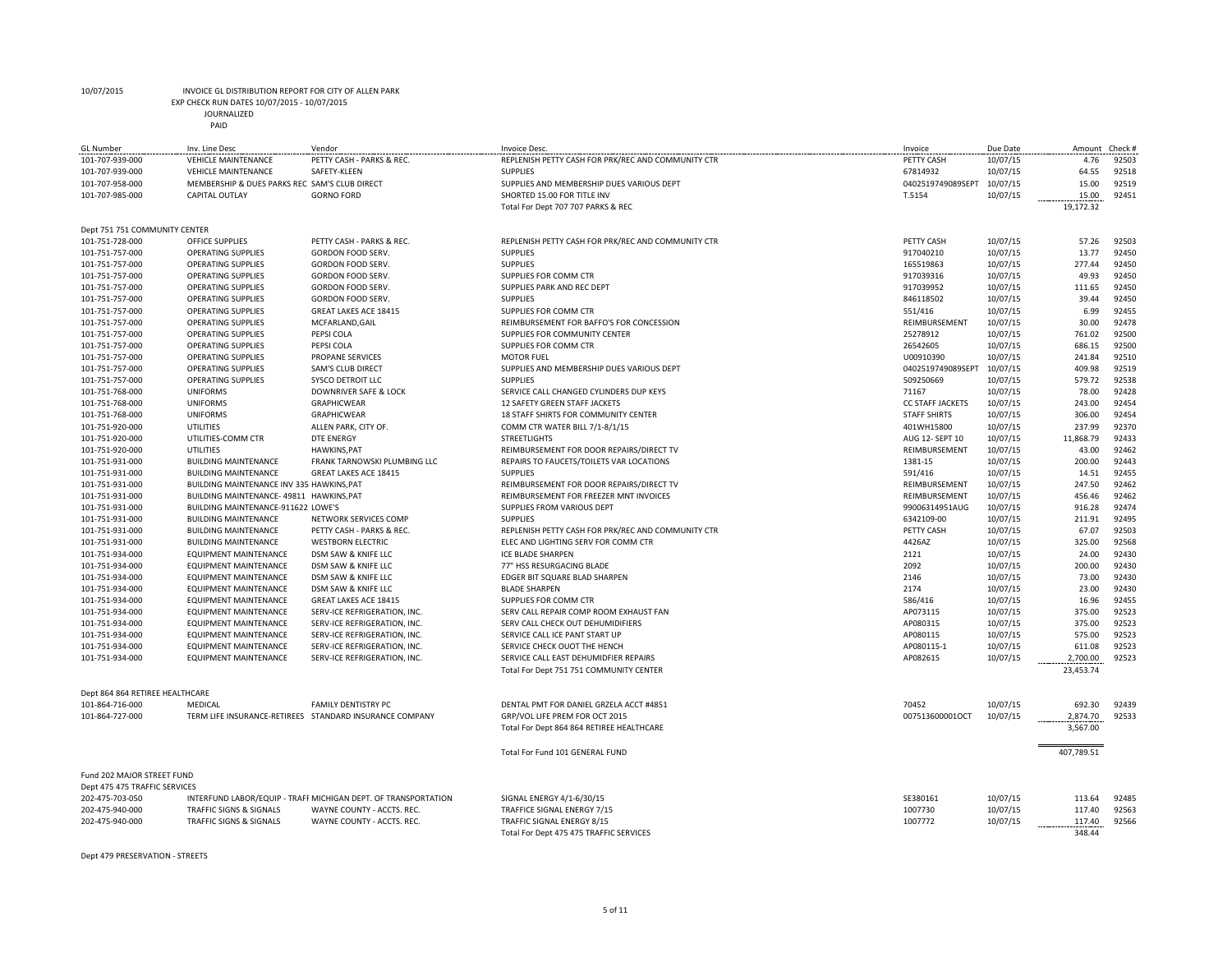10/07/2015 INVOICE GL DISTRIBUTION REPORT FOR CITY OF ALLEN PARK
EXP CHECK RUN DATES 10/07/2015 - 10/07/2015
JOURNALIZED
PAID

| GL Number | Inv. Line Desc | Vendor | Invoice Desc. | Invoice | Due Date | Amount | Check # |
|---|---|---|---|---|---|---|---|
| 101-707-939-000 | VEHICLE MAINTENANCE | PETTY CASH - PARKS & REC. | REPLENISH PETTY CASH FOR PRK/REC AND COMMUNITY CTR | PETTY CASH | 10/07/15 | 4.76 | 92503 |
| 101-707-939-000 | VEHICLE MAINTENANCE | SAFETY-KLEEN | SUPPLIES | 67814932 | 10/07/15 | 64.55 | 92518 |
| 101-707-958-000 | MEMBERSHIP & DUES PARKS REC | SAM'S CLUB DIRECT | SUPPLIES AND MEMBERSHIP DUES VARIOUS DEPT | 0402519749089SEPT | 10/07/15 | 15.00 | 92519 |
| 101-707-985-000 | CAPITAL OUTLAY | GORNO FORD | SHORTED 15.00 FOR TITLE INV | T.5154 | 10/07/15 | 15.00 | 92451 |
| | | | Total For Dept 707 707 PARKS & REC | | | 19,172.32 | |
| Dept 751 751 COMMUNITY CENTER | | | | | | | |
| 101-751-728-000 | OFFICE SUPPLIES | PETTY CASH - PARKS & REC. | REPLENISH PETTY CASH FOR PRK/REC AND COMMUNITY CTR | PETTY CASH | 10/07/15 | 57.26 | 92503 |
| 101-751-757-000 | OPERATING SUPPLIES | GORDON FOOD SERV. | SUPPLIES | 917040210 | 10/07/15 | 13.77 | 92450 |
| 101-751-757-000 | OPERATING SUPPLIES | GORDON FOOD SERV. | SUPPLIES | 165519863 | 10/07/15 | 277.44 | 92450 |
| 101-751-757-000 | OPERATING SUPPLIES | GORDON FOOD SERV. | SUPPLIES FOR COMM CTR | 917039316 | 10/07/15 | 49.93 | 92450 |
| 101-751-757-000 | OPERATING SUPPLIES | GORDON FOOD SERV. | SUPPLIES PARK AND REC DEPT | 917039952 | 10/07/15 | 111.65 | 92450 |
| 101-751-757-000 | OPERATING SUPPLIES | GORDON FOOD SERV. | SUPPLIES | 846118502 | 10/07/15 | 39.44 | 92450 |
| 101-751-757-000 | OPERATING SUPPLIES | GREAT LAKES ACE 18415 | SUPPLIES FOR COMM CTR | 551/416 | 10/07/15 | 6.99 | 92455 |
| 101-751-757-000 | OPERATING SUPPLIES | MCFARLAND,GAIL | REIMBURSEMENT FOR BAFFO'S FOR CONCESSION | REIMBURSEMENT | 10/07/15 | 30.00 | 92478 |
| 101-751-757-000 | OPERATING SUPPLIES | PEPSI COLA | SUPPLIES FOR COMMUNITY CENTER | 25278912 | 10/07/15 | 761.02 | 92500 |
| 101-751-757-000 | OPERATING SUPPLIES | PEPSI COLA | SUPPLIES FOR COMM CTR | 26542605 | 10/07/15 | 686.15 | 92500 |
| 101-751-757-000 | OPERATING SUPPLIES | PROPANE SERVICES | MOTOR FUEL | U00910390 | 10/07/15 | 241.84 | 92510 |
| 101-751-757-000 | OPERATING SUPPLIES | SAM'S CLUB DIRECT | SUPPLIES AND MEMBERSHIP DUES VARIOUS DEPT | 0402519749089SEPT | 10/07/15 | 409.98 | 92519 |
| 101-751-757-000 | OPERATING SUPPLIES | SYSCO DETROIT LLC | SUPPLIES | 509250669 | 10/07/15 | 579.72 | 92538 |
| 101-751-768-000 | UNIFORMS | DOWNRIVER SAFE & LOCK | SERVICE CALL CHANGED CYLINDERS DUP KEYS | 71167 | 10/07/15 | 78.00 | 92428 |
| 101-751-768-000 | UNIFORMS | GRAPHICWEAR | 12 SAFETY GREEN STAFF JACKETS | CC STAFF JACKETS | 10/07/15 | 243.00 | 92454 |
| 101-751-768-000 | UNIFORMS | GRAPHICWEAR | 18 STAFF SHIRTS FOR COMMUNITY CENTER | STAFF SHIRTS | 10/07/15 | 306.00 | 92454 |
| 101-751-920-000 | UTILITIES | ALLEN PARK, CITY OF. | COMM CTR WATER BILL 7/1-8/1/15 | 401WH15800 | 10/07/15 | 237.99 | 92370 |
| 101-751-920-000 | UTILITIES-COMM CTR | DTE ENERGY | STREETLIGHTS | AUG 12- SEPT 10 | 10/07/15 | 11,868.79 | 92433 |
| 101-751-920-000 | UTILITIES | HAWKINS,PAT | REIMBURSEMENT FOR DOOR REPAIRS/DIRECT TV | REIMBURSEMENT | 10/07/15 | 43.00 | 92462 |
| 101-751-931-000 | BUILDING MAINTENANCE | FRANK TARNOWSKI PLUMBING LLC | REPAIRS TO FAUCETS/TOILETS VAR LOCATIONS | 1381-15 | 10/07/15 | 200.00 | 92443 |
| 101-751-931-000 | BUILDING MAINTENANCE | GREAT LAKES ACE 18415 | SUPPLIES | 591/416 | 10/07/15 | 14.51 | 92455 |
| 101-751-931-000 | BUILDING MAINTENANCE INV 335 | HAWKINS,PAT | REIMBURSEMENT FOR DOOR REPAIRS/DIRECT TV | REIMBURSEMENT | 10/07/15 | 247.50 | 92462 |
| 101-751-931-000 | BUILDING MAINTENANCE- 49811 | HAWKINS,PAT | REIMBURSEMENT FOR FREEZER MNT INVOICES | REIMBURSEMENT | 10/07/15 | 456.46 | 92462 |
| 101-751-931-000 | BUILDING MAINTENANCE-911622 | LOWE'S | SUPPLIES FROM VARIOUS DEPT | 99006314951AUG | 10/07/15 | 916.28 | 92474 |
| 101-751-931-000 | BUILDING MAINTENANCE | NETWORK SERVICES COMP | SUPPLIES | 6342109-00 | 10/07/15 | 211.91 | 92495 |
| 101-751-931-000 | BUILDING MAINTENANCE | PETTY CASH - PARKS & REC. | REPLENISH PETTY CASH FOR PRK/REC AND COMMUNITY CTR | PETTY CASH | 10/07/15 | 67.07 | 92503 |
| 101-751-931-000 | BUILDING MAINTENANCE | WESTBORN ELECTRIC | ELEC AND LIGHTING SERV FOR COMM CTR | 4426AZ | 10/07/15 | 325.00 | 92568 |
| 101-751-934-000 | EQUIPMENT MAINTENANCE | DSM SAW & KNIFE LLC | ICE BLADE SHARPEN | 2121 | 10/07/15 | 24.00 | 92430 |
| 101-751-934-000 | EQUIPMENT MAINTENANCE | DSM SAW & KNIFE LLC | 77" HSS RESURGACING BLADE | 2092 | 10/07/15 | 200.00 | 92430 |
| 101-751-934-000 | EQUIPMENT MAINTENANCE | DSM SAW & KNIFE LLC | EDGER BIT SQUARE BLAD SHARPEN | 2146 | 10/07/15 | 73.00 | 92430 |
| 101-751-934-000 | EQUIPMENT MAINTENANCE | DSM SAW & KNIFE LLC | BLADE SHARPEN | 2174 | 10/07/15 | 23.00 | 92430 |
| 101-751-934-000 | EQUIPMENT MAINTENANCE | GREAT LAKES ACE 18415 | SUPPLIES FOR COMM CTR | 586/416 | 10/07/15 | 16.96 | 92455 |
| 101-751-934-000 | EQUIPMENT MAINTENANCE | SERV-ICE REFRIGERATION, INC. | SERV CALL REPAIR COMP ROOM EXHAUST FAN | AP073115 | 10/07/15 | 375.00 | 92523 |
| 101-751-934-000 | EQUIPMENT MAINTENANCE | SERV-ICE REFRIGERATION, INC. | SERV CALL CHECK OUT DEHUMIDIFIERS | AP080315 | 10/07/15 | 375.00 | 92523 |
| 101-751-934-000 | EQUIPMENT MAINTENANCE | SERV-ICE REFRIGERATION, INC. | SERVICE CALL ICE PANT START UP | AP080115 | 10/07/15 | 575.00 | 92523 |
| 101-751-934-000 | EQUIPMENT MAINTENANCE | SERV-ICE REFRIGERATION, INC. | SERVICE CHECK OUOT THE HENCH | AP080115-1 | 10/07/15 | 611.08 | 92523 |
| 101-751-934-000 | EQUIPMENT MAINTENANCE | SERV-ICE REFRIGERATION, INC. | SERVICE CALL EAST DEHUMIDFIER REPAIRS | AP082615 | 10/07/15 | 2,700.00 | 92523 |
| | | | Total For Dept 751 751 COMMUNITY CENTER | | | 23,453.74 | |
| Dept 864 864 RETIREE HEALTHCARE | | | | | | | |
| 101-864-716-000 | MEDICAL | FAMILY DENTISTRY PC | DENTAL PMT FOR DANIEL GRZELA ACCT #4851 | 70452 | 10/07/15 | 692.30 | 92439 |
| 101-864-727-000 | TERM LIFE INSURANCE-RETIREES | STANDARD INSURANCE COMPANY | GRP/VOL LIFE PREM FOR OCT 2015 | 007513600001OCT | 10/07/15 | 2,874.70 | 92533 |
| | | | Total For Dept 864 864 RETIREE HEALTHCARE | | | 3,567.00 | |
| | | | Total For Fund 101 GENERAL FUND | | | 407,789.51 | |
| Fund 202 MAJOR STREET FUND | | | | | | | |
| Dept 475 475 TRAFFIC SERVICES | | | | | | | |
| 202-475-703-050 | INTERFUND LABOR/EQUIP - TRAFF | MICHIGAN DEPT. OF TRANSPORTATION | SIGNAL ENERGY 4/1-6/30/15 | SE380161 | 10/07/15 | 113.64 | 92485 |
| 202-475-940-000 | TRAFFIC SIGNS & SIGNALS | WAYNE COUNTY - ACCTS. REC. | TRAFFICE SIGNAL ENERGY 7/15 | 1007730 | 10/07/15 | 117.40 | 92563 |
| 202-475-940-000 | TRAFFIC SIGNS & SIGNALS | WAYNE COUNTY - ACCTS. REC. | TRAFFIC SIGNAL ENERGY 8/15 | 1007772 | 10/07/15 | 117.40 | 92566 |
| | | | Total For Dept 475 475 TRAFFIC SERVICES | | | 348.44 | |

Dept 479 PRESERVATION - STREETS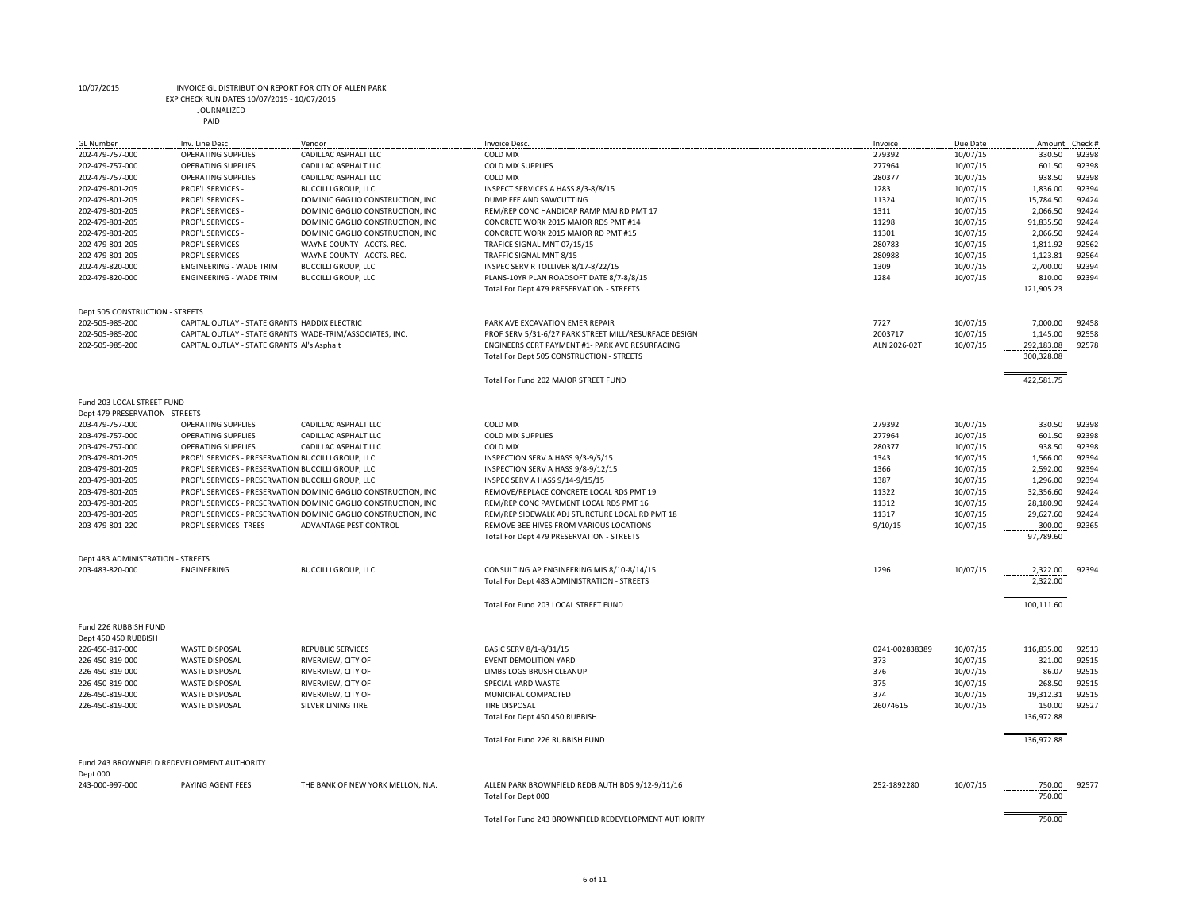10/07/2015 INVOICE GL DISTRIBUTION REPORT FOR CITY OF ALLEN PARK
EXP CHECK RUN DATES 10/07/2015 - 10/07/2015
JOURNALIZED
PAID

| GL Number | Inv. Line Desc | Vendor | Invoice Desc. | Invoice | Due Date | Amount | Check # |
|---|---|---|---|---|---|---|---|
| 202-479-757-000 | OPERATING SUPPLIES | CADILLAC ASPHALT LLC | COLD MIX | 279392 | 10/07/15 | 330.50 | 92398 |
| 202-479-757-000 | OPERATING SUPPLIES | CADILLAC ASPHALT LLC | COLD MIX SUPPLIES | 277964 | 10/07/15 | 601.50 | 92398 |
| 202-479-757-000 | OPERATING SUPPLIES | CADILLAC ASPHALT LLC | COLD MIX | 280377 | 10/07/15 | 938.50 | 92398 |
| 202-479-801-205 | PROF'L SERVICES - | BUCCILLI GROUP, LLC | INSPECT SERVICES A HASS 8/3-8/8/15 | 1283 | 10/07/15 | 1,836.00 | 92394 |
| 202-479-801-205 | PROF'L SERVICES - | DOMINIC GAGLIO CONSTRUCTION, INC | DUMP FEE AND SAWCUTTING | 11324 | 10/07/15 | 15,784.50 | 92424 |
| 202-479-801-205 | PROF'L SERVICES - | DOMINIC GAGLIO CONSTRUCTION, INC | REM/REP CONC HANDICAP RAMP MAJ RD PMT 17 | 1311 | 10/07/15 | 2,066.50 | 92424 |
| 202-479-801-205 | PROF'L SERVICES - | DOMINIC GAGLIO CONSTRUCTION, INC | CONCRETE WORK 2015 MAJOR RDS PMT #14 | 11298 | 10/07/15 | 91,835.50 | 92424 |
| 202-479-801-205 | PROF'L SERVICES - | DOMINIC GAGLIO CONSTRUCTION, INC | CONCRETE WORK 2015 MAJOR RD PMT #15 | 11301 | 10/07/15 | 2,066.50 | 92424 |
| 202-479-801-205 | PROF'L SERVICES - | WAYNE COUNTY - ACCTS. REC. | TRAFICE SIGNAL MNT 07/15/15 | 280783 | 10/07/15 | 1,811.92 | 92562 |
| 202-479-801-205 | PROF'L SERVICES - | WAYNE COUNTY - ACCTS. REC. | TRAFFIC SIGNAL MNT 8/15 | 280988 | 10/07/15 | 1,123.81 | 92564 |
| 202-479-820-000 | ENGINEERING - WADE TRIM | BUCCILLI GROUP, LLC | INSPEC SERV R TOLLIVER 8/17-8/22/15 | 1309 | 10/07/15 | 2,700.00 | 92394 |
| 202-479-820-000 | ENGINEERING - WADE TRIM | BUCCILLI GROUP, LLC | PLANS-10YR PLAN ROADSOFT DATE 8/7-8/8/15 | 1284 | 10/07/15 | 810.00 | 92394 |
| | | | Total For Dept 479 PRESERVATION - STREETS | | | 121,905.23 | |
| Dept 505 CONSTRUCTION - STREETS | | | | | | | |
| 202-505-985-200 | CAPITAL OUTLAY - STATE GRANTS | HADDIX ELECTRIC | PARK AVE EXCAVATION EMER REPAIR | 7727 | 10/07/15 | 7,000.00 | 92458 |
| 202-505-985-200 | CAPITAL OUTLAY - STATE GRANTS | WADE-TRIM/ASSOCIATES, INC. | PROF SERV 5/31-6/27 PARK STREET MILL/RESURFACE DESIGN | 2003717 | 10/07/15 | 1,145.00 | 92558 |
| 202-505-985-200 | CAPITAL OUTLAY - STATE GRANTS | Al's Asphalt | ENGINEERS CERT PAYMENT #1- PARK AVE RESURFACING | ALN 2026-02T | 10/07/15 | 292,183.08 | 92578 |
| | | | Total For Dept 505 CONSTRUCTION - STREETS | | | 300,328.08 | |
| | | | Total For Fund 202 MAJOR STREET FUND | | | 422,581.75 | |
| Fund 203 LOCAL STREET FUND | | | | | | | |
| Dept 479 PRESERVATION - STREETS | | | | | | | |
| 203-479-757-000 | OPERATING SUPPLIES | CADILLAC ASPHALT LLC | COLD MIX | 279392 | 10/07/15 | 330.50 | 92398 |
| 203-479-757-000 | OPERATING SUPPLIES | CADILLAC ASPHALT LLC | COLD MIX SUPPLIES | 277964 | 10/07/15 | 601.50 | 92398 |
| 203-479-757-000 | OPERATING SUPPLIES | CADILLAC ASPHALT LLC | COLD MIX | 280377 | 10/07/15 | 938.50 | 92398 |
| 203-479-801-205 | PROF'L SERVICES - PRESERVATION | BUCCILLI GROUP, LLC | INSPECTION SERV A HASS 9/3-9/5/15 | 1343 | 10/07/15 | 1,566.00 | 92394 |
| 203-479-801-205 | PROF'L SERVICES - PRESERVATION | BUCCILLI GROUP, LLC | INSPECTION SERV A HASS 9/8-9/12/15 | 1366 | 10/07/15 | 2,592.00 | 92394 |
| 203-479-801-205 | PROF'L SERVICES - PRESERVATION | BUCCILLI GROUP, LLC | INSPEC SERV A HASS 9/14-9/15/15 | 1387 | 10/07/15 | 1,296.00 | 92394 |
| 203-479-801-205 | PROF'L SERVICES - PRESERVATION | DOMINIC GAGLIO CONSTRUCTION, INC | REMOVE/REPLACE CONCRETE LOCAL RDS PMT 19 | 11322 | 10/07/15 | 32,356.60 | 92424 |
| 203-479-801-205 | PROF'L SERVICES - PRESERVATION | DOMINIC GAGLIO CONSTRUCTION, INC | REM/REP CONC PAVEMENT LOCAL RDS PMT 16 | 11312 | 10/07/15 | 28,180.90 | 92424 |
| 203-479-801-205 | PROF'L SERVICES - PRESERVATION | DOMINIC GAGLIO CONSTRUCTION, INC | REM/REP SIDEWALK ADJ STURCTURE LOCAL RD PMT 18 | 11317 | 10/07/15 | 29,627.60 | 92424 |
| 203-479-801-220 | PROF'L SERVICES -TREES | ADVANTAGE PEST CONTROL | REMOVE BEE HIVES FROM VARIOUS LOCATIONS | 9/10/15 | 10/07/15 | 300.00 | 92365 |
| | | | Total For Dept 479 PRESERVATION - STREETS | | | 97,789.60 | |
| Dept 483 ADMINISTRATION - STREETS | | | | | | | |
| 203-483-820-000 | ENGINEERING | BUCCILLI GROUP, LLC | CONSULTING AP ENGINEERING MIS 8/10-8/14/15 | 1296 | 10/07/15 | 2,322.00 | 92394 |
| | | | Total For Dept 483 ADMINISTRATION - STREETS | | | 2,322.00 | |
| | | | Total For Fund 203 LOCAL STREET FUND | | | 100,111.60 | |
| Fund 226 RUBBISH FUND | | | | | | | |
| Dept 450 450 RUBBISH | | | | | | | |
| 226-450-817-000 | WASTE DISPOSAL | REPUBLIC SERVICES | BASIC SERV 8/1-8/31/15 | 0241-002838389 | 10/07/15 | 116,835.00 | 92513 |
| 226-450-819-000 | WASTE DISPOSAL | RIVERVIEW, CITY OF | EVENT DEMOLITION YARD | 373 | 10/07/15 | 321.00 | 92515 |
| 226-450-819-000 | WASTE DISPOSAL | RIVERVIEW, CITY OF | LIMBS LOGS BRUSH CLEANUP | 376 | 10/07/15 | 86.07 | 92515 |
| 226-450-819-000 | WASTE DISPOSAL | RIVERVIEW, CITY OF | SPECIAL YARD WASTE | 375 | 10/07/15 | 268.50 | 92515 |
| 226-450-819-000 | WASTE DISPOSAL | RIVERVIEW, CITY OF | MUNICIPAL COMPACTED | 374 | 10/07/15 | 19,312.31 | 92515 |
| 226-450-819-000 | WASTE DISPOSAL | SILVER LINING TIRE | TIRE DISPOSAL | 26074615 | 10/07/15 | 150.00 | 92527 |
| | | | Total For Dept 450 450 RUBBISH | | | 136,972.88 | |
| | | | Total For Fund 226 RUBBISH FUND | | | 136,972.88 | |
| Fund 243 BROWNFIELD REDEVELOPMENT AUTHORITY | | | | | | | |
| Dept 000 | | | | | | | |
| 243-000-997-000 | PAYING AGENT FEES | THE BANK OF NEW YORK MELLON, N.A. | ALLEN PARK BROWNFIELD REDB AUTH BDS 9/12-9/11/16 | 252-1892280 | 10/07/15 | 750.00 | 92577 |
| | | | Total For Dept 000 | | | 750.00 | |
| | | | Total For Fund 243 BROWNFIELD REDEVELOPMENT AUTHORITY | | | 750.00 | |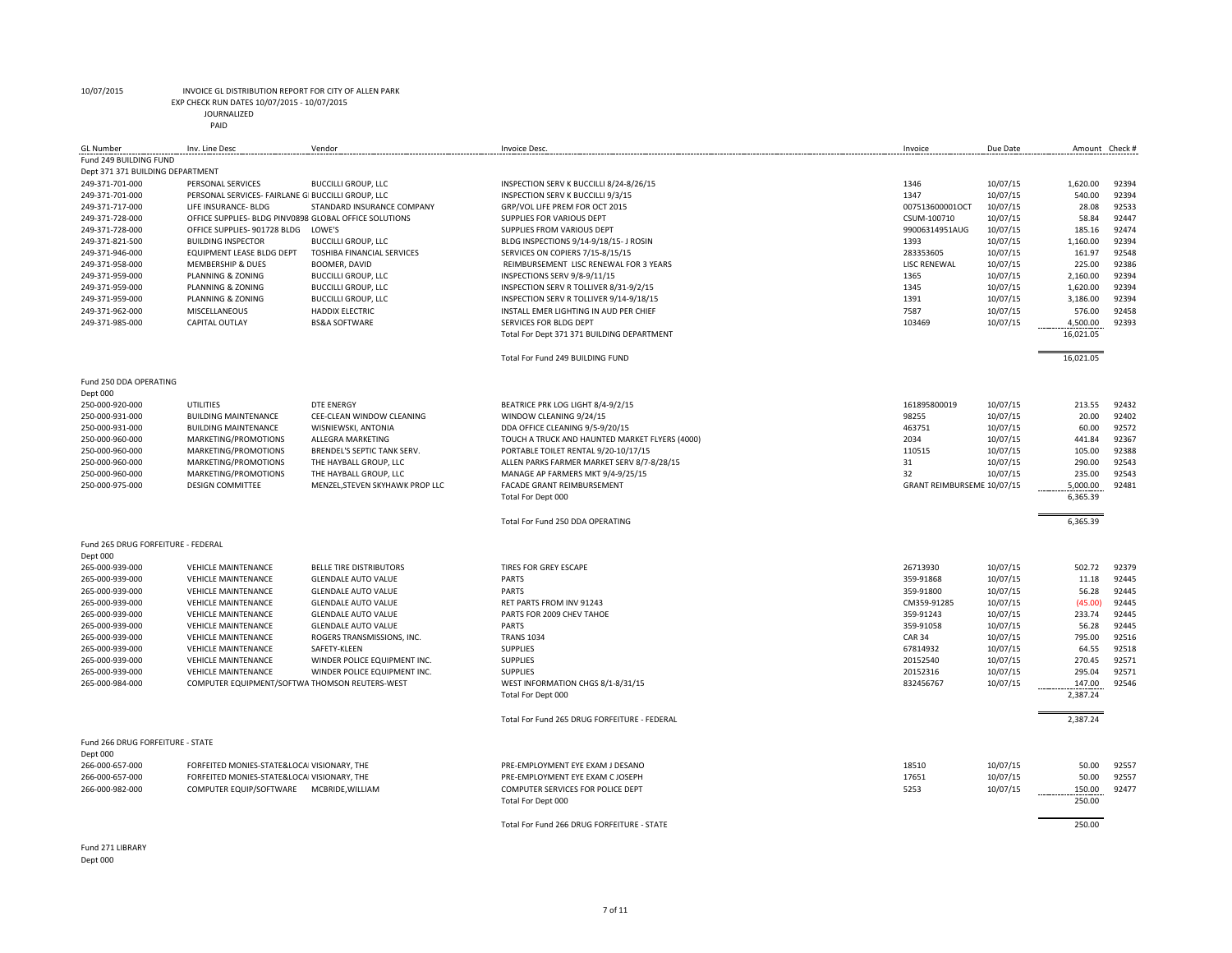10/07/2015 INVOICE GL DISTRIBUTION REPORT FOR CITY OF ALLEN PARK
EXP CHECK RUN DATES 10/07/2015 - 10/07/2015
JOURNALIZED
PAID

| GL Number | Inv. Line Desc | Vendor | Invoice Desc. | Invoice | Due Date | Amount | Check # |
|---|---|---|---|---|---|---|---|
| Fund 249 BUILDING FUND | | | | | | | |
| Dept 371 371 BUILDING DEPARTMENT | | | | | | | |
| 249-371-701-000 | PERSONAL SERVICES | BUCCILLI GROUP, LLC | INSPECTION SERV K BUCCILLI 8/24-8/26/15 | 1346 | 10/07/15 | 1,620.00 | 92394 |
| 249-371-701-000 | PERSONAL SERVICES- FAIRLANE G BUCCILLI GROUP, LLC | | INSPECTION SERV K BUCCILLI 9/3/15 | 1347 | 10/07/15 | 540.00 | 92394 |
| 249-371-717-000 | LIFE INSURANCE- BLDG | STANDARD INSURANCE COMPANY | GRP/VOL LIFE PREM FOR OCT 2015 | 0075136000010CT | 10/07/15 | 28.08 | 92533 |
| 249-371-728-000 | OFFICE SUPPLIES- BLDG PINV0898 GLOBAL OFFICE SOLUTIONS | | SUPPLIES FOR VARIOUS DEPT | CSUM-100710 | 10/07/15 | 58.84 | 92447 |
| 249-371-728-000 | OFFICE SUPPLIES- 901728 BLDG | LOWE'S | SUPPLIES FROM VARIOUS DEPT | 99006314951AUG | 10/07/15 | 185.16 | 92474 |
| 249-371-821-500 | BUILDING INSPECTOR | BUCCILLI GROUP, LLC | BLDG INSPECTIONS 9/14-9/18/15- J ROSIN | 1393 | 10/07/15 | 1,160.00 | 92394 |
| 249-371-946-000 | EQUIPMENT LEASE BLDG DEPT | TOSHIBA FINANCIAL SERVICES | SERVICES ON COPIERS 7/15-8/15/15 | 283353605 | 10/07/15 | 161.97 | 92548 |
| 249-371-958-000 | MEMBERSHIP & DUES | BOOMER, DAVID | REIMBURSEMENT LISC RENEWAL FOR 3 YEARS | LISC RENEWAL | 10/07/15 | 225.00 | 92386 |
| 249-371-959-000 | PLANNING & ZONING | BUCCILLI GROUP, LLC | INSPECTIONS SERV 9/8-9/11/15 | 1365 | 10/07/15 | 2,160.00 | 92394 |
| 249-371-959-000 | PLANNING & ZONING | BUCCILLI GROUP, LLC | INSPECTION SERV R TOLLIVER 8/31-9/2/15 | 1345 | 10/07/15 | 1,620.00 | 92394 |
| 249-371-959-000 | PLANNING & ZONING | BUCCILLI GROUP, LLC | INSPECTION SERV R TOLLIVER 9/14-9/18/15 | 1391 | 10/07/15 | 3,186.00 | 92394 |
| 249-371-962-000 | MISCELLANEOUS | HADDIX ELECTRIC | INSTALL EMER LIGHTING IN AUD PER CHIEF | 7587 | 10/07/15 | 576.00 | 92458 |
| 249-371-985-000 | CAPITAL OUTLAY | BS&A SOFTWARE | SERVICES FOR BLDG DEPT | 103469 | 10/07/15 | 4,500.00 | 92393 |
| | | | Total For Dept 371 371 BUILDING DEPARTMENT | | | 16,021.05 | |
| | | | Total For Fund 249 BUILDING FUND | | | 16,021.05 | |
| Fund 250 DDA OPERATING | | | | | | | |
| Dept 000 | | | | | | | |
| 250-000-920-000 | UTILITIES | DTE ENERGY | BEATRICE PRK LOG LIGHT 8/4-9/2/15 | 161895800019 | 10/07/15 | 213.55 | 92432 |
| 250-000-931-000 | BUILDING MAINTENANCE | CEE-CLEAN WINDOW CLEANING | WINDOW CLEANING 9/24/15 | 98255 | 10/07/15 | 20.00 | 92402 |
| 250-000-931-000 | BUILDING MAINTENANCE | WISNIEWSKI, ANTONIA | DDA OFFICE CLEANING 9/5-9/20/15 | 463751 | 10/07/15 | 60.00 | 92572 |
| 250-000-960-000 | MARKETING/PROMOTIONS | ALLEGRA MARKETING | TOUCH A TRUCK AND HAUNTED MARKET FLYERS (4000) | 2034 | 10/07/15 | 441.84 | 92367 |
| 250-000-960-000 | MARKETING/PROMOTIONS | BRENDEL'S SEPTIC TANK SERV. | PORTABLE TOILET RENTAL 9/20-10/17/15 | 110515 | 10/07/15 | 105.00 | 92388 |
| 250-000-960-000 | MARKETING/PROMOTIONS | THE HAYBALL GROUP, LLC | ALLEN PARKS FARMER MARKET SERV 8/7-8/28/15 | 31 | 10/07/15 | 290.00 | 92543 |
| 250-000-960-000 | MARKETING/PROMOTIONS | THE HAYBALL GROUP, LLC | MANAGE AP FARMERS MKT 9/4-9/25/15 | 32 | 10/07/15 | 235.00 | 92543 |
| 250-000-975-000 | DESIGN COMMITTEE | MENZEL,STEVEN SKYHAWK PROP LLC | FACADE GRANT REIMBURSEMENT | GRANT REIMBURSEME | 10/07/15 | 5,000.00 | 92481 |
| | | | Total For Dept 000 | | | 6,365.39 | |
| | | | Total For Fund 250 DDA OPERATING | | | 6,365.39 | |
| Fund 265 DRUG FORFEITURE - FEDERAL | | | | | | | |
| Dept 000 | | | | | | | |
| 265-000-939-000 | VEHICLE MAINTENANCE | BELLE TIRE DISTRIBUTORS | TIRES FOR GREY ESCAPE | 26713930 | 10/07/15 | 502.72 | 92379 |
| 265-000-939-000 | VEHICLE MAINTENANCE | GLENDALE AUTO VALUE | PARTS | 359-91868 | 10/07/15 | 11.18 | 92445 |
| 265-000-939-000 | VEHICLE MAINTENANCE | GLENDALE AUTO VALUE | PARTS | 359-91800 | 10/07/15 | 56.28 | 92445 |
| 265-000-939-000 | VEHICLE MAINTENANCE | GLENDALE AUTO VALUE | RET PARTS FROM INV 91243 | CM359-91285 | 10/07/15 | (45.00) | 92445 |
| 265-000-939-000 | VEHICLE MAINTENANCE | GLENDALE AUTO VALUE | PARTS FOR 2009 CHEV TAHOE | 359-91243 | 10/07/15 | 233.74 | 92445 |
| 265-000-939-000 | VEHICLE MAINTENANCE | GLENDALE AUTO VALUE | PARTS | 359-91058 | 10/07/15 | 56.28 | 92445 |
| 265-000-939-000 | VEHICLE MAINTENANCE | ROGERS TRANSMISSIONS, INC. | TRANS 1034 | CAR 34 | 10/07/15 | 795.00 | 92516 |
| 265-000-939-000 | VEHICLE MAINTENANCE | SAFETY-KLEEN | SUPPLIES | 67814932 | 10/07/15 | 64.55 | 92518 |
| 265-000-939-000 | VEHICLE MAINTENANCE | WINDER POLICE EQUIPMENT INC. | SUPPLIES | 20152540 | 10/07/15 | 270.45 | 92571 |
| 265-000-939-000 | VEHICLE MAINTENANCE | WINDER POLICE EQUIPMENT INC. | SUPPLIES | 20152316 | 10/07/15 | 295.04 | 92571 |
| 265-000-984-000 | COMPUTER EQUIPMENT/SOFTWA THOMSON REUTERS-WEST | | WEST INFORMATION CHGS 8/1-8/31/15 | 832456767 | 10/07/15 | 147.00 | 92546 |
| | | | Total For Dept 000 | | | 2,387.24 | |
| | | | Total For Fund 265 DRUG FORFEITURE - FEDERAL | | | 2,387.24 | |
| Fund 266 DRUG FORFEITURE - STATE | | | | | | | |
| Dept 000 | | | | | | | |
| 266-000-657-000 | FORFEITED MONIES-STATE&LOCA VISIONARY, THE | | PRE-EMPLOYMENT EYE EXAM J DESANO | 18510 | 10/07/15 | 50.00 | 92557 |
| 266-000-657-000 | FORFEITED MONIES-STATE&LOCA VISIONARY, THE | | PRE-EMPLOYMENT EYE EXAM C JOSEPH | 17651 | 10/07/15 | 50.00 | 92557 |
| 266-000-982-000 | COMPUTER EQUIP/SOFTWARE | MCBRIDE,WILLIAM | COMPUTER SERVICES FOR POLICE DEPT | 5253 | 10/07/15 | 150.00 | 92477 |
| | | | Total For Dept 000 | | | 250.00 | |
| | | | Total For Fund 266 DRUG FORFEITURE - STATE | | | 250.00 | |
| Fund 271 LIBRARY | | | | | | | |
| Dept 000 | | | | | | | |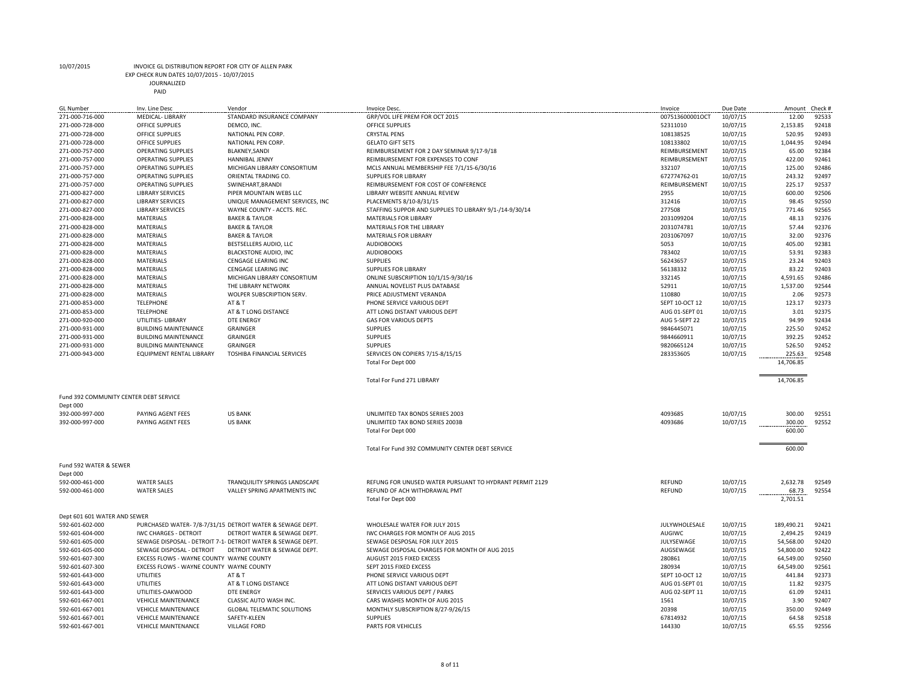10/07/2015 INVOICE GL DISTRIBUTION REPORT FOR CITY OF ALLEN PARK

EXP CHECK RUN DATES 10/07/2015 - 10/07/2015

JOURNALIZED

PAID

| GL Number | Inv. Line Desc | Vendor | Invoice Desc. | Invoice | Due Date | Amount | Check # |
|---|---|---|---|---|---|---|---|
| 271-000-716-000 | MEDICAL- LIBRARY | STANDARD INSURANCE COMPANY | GRP/VOL LIFE PREM FOR OCT 2015 | 0075136000010CT | 10/07/15 | 12.00 | 92533 |
| 271-000-728-000 | OFFICE SUPPLIES | DEMCO, INC. | OFFICE SUPPLIES | 52311010 | 10/07/15 | 2,153.85 | 92418 |
| 271-000-728-000 | OFFICE SUPPLIES | NATIONAL PEN CORP. | CRYSTAL PENS | 108138525 | 10/07/15 | 520.95 | 92493 |
| 271-000-728-000 | OFFICE SUPPLIES | NATIONAL PEN CORP. | GELATO GIFT SETS | 108133802 | 10/07/15 | 1,044.95 | 92494 |
| 271-000-757-000 | OPERATING SUPPLIES | BLAKNEY,SANDI | REIMBURSEMENT FOR 2 DAY SEMINAR 9/17-9/18 | REIMBURSEMENT | 10/07/15 | 65.00 | 92384 |
| 271-000-757-000 | OPERATING SUPPLIES | HANNIBAL JENNY | REIMBURSEMENT FOR EXPENSES TO CONF | REIMBURSEMENT | 10/07/15 | 422.00 | 92461 |
| 271-000-757-000 | OPERATING SUPPLIES | MICHIGAN LIBRARY CONSORTIUM | MCLS ANNUAL MEMBERSHIP FEE 7/1/15-6/30/16 | 332107 | 10/07/15 | 125.00 | 92486 |
| 271-000-757-000 | OPERATING SUPPLIES | ORIENTAL TRADING CO. | SUPPLIES FOR LIBRARY | 672774762-01 | 10/07/15 | 243.32 | 92497 |
| 271-000-757-000 | OPERATING SUPPLIES | SWINEHART,BRANDI | REIMBURSEMENT FOR COST OF CONFERENCE | REIMBURSEMENT | 10/07/15 | 225.17 | 92537 |
| 271-000-827-000 | LIBRARY SERVICES | PIPER MOUNTAIN WEBS LLC | LIBRARY WEBSITE ANNUAL REVIEW | 2955 | 10/07/15 | 600.00 | 92506 |
| 271-000-827-000 | LIBRARY SERVICES | UNIQUE MANAGEMENT SERVICES, INC | PLACEMENTS 8/10-8/31/15 | 312416 | 10/07/15 | 98.45 | 92550 |
| 271-000-827-000 | LIBRARY SERVICES | WAYNE COUNTY - ACCTS. REC. | STAFFING SUPPOR AND SUPPLIES TO LIBRARY 9/1-/14-9/30/14 | 277508 | 10/07/15 | 771.46 | 92565 |
| 271-000-828-000 | MATERIALS | BAKER & TAYLOR | MATERIALS FOR LIBRARY | 2031099204 | 10/07/15 | 48.13 | 92376 |
| 271-000-828-000 | MATERIALS | BAKER & TAYLOR | MATERIALS FOR THE LIBRARY | 2031074781 | 10/07/15 | 57.44 | 92376 |
| 271-000-828-000 | MATERIALS | BAKER & TAYLOR | MATERIALS FOR LIBRARY | 2031067097 | 10/07/15 | 32.00 | 92376 |
| 271-000-828-000 | MATERIALS | BESTSELLERS AUDIO, LLC | AUDIOBOOKS | 5053 | 10/07/15 | 405.00 | 92381 |
| 271-000-828-000 | MATERIALS | BLACKSTONE AUDIO, INC | AUDIOBOOKS | 783402 | 10/07/15 | 53.91 | 92383 |
| 271-000-828-000 | MATERIALS | CENGAGE LEARING INC | SUPPLIES | 56243657 | 10/07/15 | 23.24 | 92403 |
| 271-000-828-000 | MATERIALS | CENGAGE LEARING INC | SUPPLIES FOR LIBRARY | 56138332 | 10/07/15 | 83.22 | 92403 |
| 271-000-828-000 | MATERIALS | MICHIGAN LIBRARY CONSORTIUM | ONLINE SUBSCRIPTION 10/1/15-9/30/16 | 332145 | 10/07/15 | 4,591.65 | 92486 |
| 271-000-828-000 | MATERIALS | THE LIBRARY NETWORK | ANNUAL NOVELIST PLUS DATABASE | 52911 | 10/07/15 | 1,537.00 | 92544 |
| 271-000-828-000 | MATERIALS | WOLPER SUBSCRIPTION SERV. | PRICE ADJUSTMENT VERANDA | 110880 | 10/07/15 | 2.06 | 92573 |
| 271-000-853-000 | TELEPHONE | AT & T | PHONE SERVICE VARIOUS DEPT | SEPT 10-OCT 12 | 10/07/15 | 123.17 | 92373 |
| 271-000-853-000 | TELEPHONE | AT & T LONG DISTANCE | ATT LONG DISTANT VARIOUS DEPT | AUG 01-SEPT 01 | 10/07/15 | 3.01 | 92375 |
| 271-000-920-000 | UTILITIES- LIBRARY | DTE ENERGY | GAS FOR VARIOUS DEPTS | AUG 5-SEPT 22 | 10/07/15 | 94.99 | 92434 |
| 271-000-931-000 | BUILDING MAINTENANCE | GRAINGER | SUPPLIES | 9846445071 | 10/07/15 | 225.50 | 92452 |
| 271-000-931-000 | BUILDING MAINTENANCE | GRAINGER | SUPPLIES | 9844660911 | 10/07/15 | 392.25 | 92452 |
| 271-000-931-000 | BUILDING MAINTENANCE | GRAINGER | SUPPLIES | 9820665124 | 10/07/15 | 526.50 | 92452 |
| 271-000-943-000 | EQUIPMENT RENTAL LIBRARY | TOSHIBA FINANCIAL SERVICES | SERVICES ON COPIERS 7/15-8/15/15 | 283353605 | 10/07/15 | 225.63 | 92548 |
| | | | Total For Dept 000 | | | 14,706.85 | |
| | | | Total For Fund 271 LIBRARY | | | 14,706.85 | |

Fund 392 COMMUNITY CENTER DEBT SERVICE

Dept 000

| GL Number | Inv. Line Desc | Vendor | Invoice Desc. | Invoice | Due Date | Amount | Check # |
|---|---|---|---|---|---|---|---|
| 392-000-997-000 | PAYING AGENT FEES | US BANK | UNLIMITED TAX BONDS SERIIES 2003 | 4093685 | 10/07/15 | 300.00 | 92551 |
| 392-000-997-000 | PAYING AGENT FEES | US BANK | UNLIMITED TAX BOND SERIES 2003B | 4093686 | 10/07/15 | 300.00 | 92552 |
| | | | Total For Dept 000 | | | 600.00 | |
| | | | Total For Fund 392 COMMUNITY CENTER DEBT SERVICE | | | 600.00 | |

Fund 592 WATER & SEWER

Dept 000

| GL Number | Inv. Line Desc | Vendor | Invoice Desc. | Invoice | Due Date | Amount | Check # |
|---|---|---|---|---|---|---|---|
| 592-000-461-000 | WATER SALES | TRANQUILITY SPRINGS LANDSCAPE | REFUNG FOR UNUSED WATER PURSUANT TO HYDRANT PERMIT 2129 | REFUND | 10/07/15 | 2,632.78 | 92549 |
| 592-000-461-000 | WATER SALES | VALLEY SPRING APARTMENTS INC | REFUND OF ACH WITHDRAWAL PMT | REFUND | 10/07/15 | 68.73 | 92554 |
| | | | Total For Dept 000 | | | 2,701.51 | |

Dept 601 601 WATER AND SEWER

| GL Number | Inv. Line Desc | Vendor | Invoice Desc. | Invoice | Due Date | Amount | Check # |
|---|---|---|---|---|---|---|---|
| 592-601-602-000 | PURCHASED WATER- 7/8-7/31/15 | DETROIT WATER & SEWAGE DEPT. | WHOLESALE WATER FOR JULY 2015 | JULYWHOLESALE | 10/07/15 | 189,490.21 | 92421 |
| 592-601-604-000 | IWC CHARGES - DETROIT | DETROIT WATER & SEWAGE DEPT. | IWC CHARGES FOR MONTH OF AUG 2015 | AUGIWC | 10/07/15 | 2,494.25 | 92419 |
| 592-601-605-000 | SEWAGE DISPOSAL - DETROIT 7-1- | DETROIT WATER & SEWAGE DEPT. | SEWAGE DESPOSAL FOR JULY 2015 | JULYSEWAGE | 10/07/15 | 54,568.00 | 92420 |
| 592-601-605-000 | SEWAGE DISPOSAL - DETROIT | DETROIT WATER & SEWAGE DEPT. | SEWAGE DISPOSAL CHARGES FOR MONTH OF AUG 2015 | AUGSEWAGE | 10/07/15 | 54,800.00 | 92422 |
| 592-601-607-300 | EXCESS FLOWS - WAYNE COUNTY | WAYNE COUNTY | AUGUST 2015 FIXED EXCESS | 280861 | 10/07/15 | 64,549.00 | 92560 |
| 592-601-607-300 | EXCESS FLOWS - WAYNE COUNTY | WAYNE COUNTY | SEPT 2015 FIXED EXCESS | 280934 | 10/07/15 | 64,549.00 | 92561 |
| 592-601-643-000 | UTILITIES | AT & T | PHONE SERVICE VARIOUS DEPT | SEPT 10-OCT 12 | 10/07/15 | 441.84 | 92373 |
| 592-601-643-000 | UTILITIES | AT & T LONG DISTANCE | ATT LONG DISTANT VARIOUS DEPT | AUG 01-SEPT 01 | 10/07/15 | 11.82 | 92375 |
| 592-601-643-000 | UTILITIES-OAKWOOD | DTE ENERGY | SERVICES VARIOUS DEPT / PARKS | AUG 02-SEPT 11 | 10/07/15 | 61.09 | 92431 |
| 592-601-667-001 | VEHICLE MAINTENANCE | CLASSIC AUTO WASH INC. | CARS WASHES MONTH OF AUG 2015 | 1561 | 10/07/15 | 3.90 | 92407 |
| 592-601-667-001 | VEHICLE MAINTENANCE | GLOBAL TELEMATIC SOLUTIONS | MONTHLY SUBSCRIPTION 8/27-9/26/15 | 20398 | 10/07/15 | 350.00 | 92449 |
| 592-601-667-001 | VEHICLE MAINTENANCE | SAFETY-KLEEN | SUPPLIES | 67814932 | 10/07/15 | 64.58 | 92518 |
| 592-601-667-001 | VEHICLE MAINTENANCE | VILLAGE FORD | PARTS FOR VEHICLES | 144330 | 10/07/15 | 65.55 | 92556 |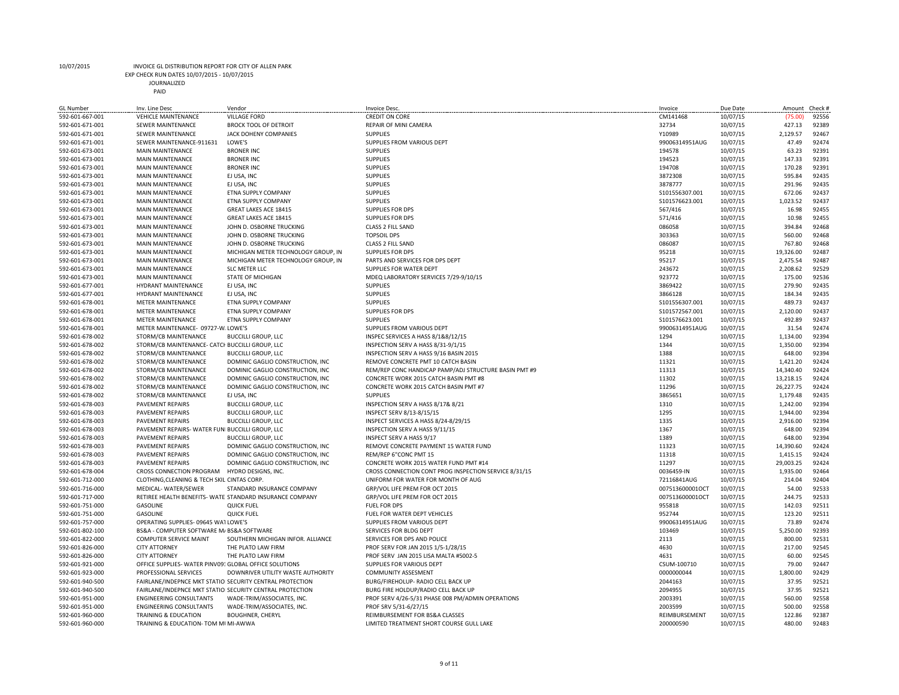10/07/2015 INVOICE GL DISTRIBUTION REPORT FOR CITY OF ALLEN PARK
EXP CHECK RUN DATES 10/07/2015 - 10/07/2015
JOURNALIZED
PAID

| GL Number | Inv. Line Desc | Vendor | Invoice Desc. | Invoice | Due Date | Amount | Check # |
|---|---|---|---|---|---|---|---|
| 592-601-667-001 | VEHICLE MAINTENANCE | VILLAGE FORD | CREDIT ON CORE | CM141468 | 10/07/15 | (75.00) | 92556 |
| 592-601-671-001 | SEWER MAINTENANCE | BROCK TOOL OF DETROIT | REPAIR OF MINI CAMERA | 32734 | 10/07/15 | 427.13 | 92389 |
| 592-601-671-001 | SEWER MAINTENANCE | JACK DOHENY COMPANIES | SUPPLIES | Y10989 | 10/07/15 | 2,129.57 | 92467 |
| 592-601-671-001 | SEWER MAINTENANCE-911631 | LOWE'S | SUPPLIES FROM VARIOUS DEPT | 99006314951AUG | 10/07/15 | 47.49 | 92474 |
| 592-601-673-001 | MAIN MAINTENANCE | BRONER INC | SUPPLIES | 194578 | 10/07/15 | 63.23 | 92391 |
| 592-601-673-001 | MAIN MAINTENANCE | BRONER INC | SUPPLIES | 194523 | 10/07/15 | 147.33 | 92391 |
| 592-601-673-001 | MAIN MAINTENANCE | BRONER INC | SUPPLIES | 194708 | 10/07/15 | 170.28 | 92391 |
| 592-601-673-001 | MAIN MAINTENANCE | EJ USA, INC | SUPPLIES | 3872308 | 10/07/15 | 595.84 | 92435 |
| 592-601-673-001 | MAIN MAINTENANCE | EJ USA, INC | SUPPLIES | 3878777 | 10/07/15 | 291.96 | 92435 |
| 592-601-673-001 | MAIN MAINTENANCE | ETNA SUPPLY COMPANY | SUPPLIES | S101556307.001 | 10/07/15 | 672.06 | 92437 |
| 592-601-673-001 | MAIN MAINTENANCE | ETNA SUPPLY COMPANY | SUPPLIES | S101576623.001 | 10/07/15 | 1,023.52 | 92437 |
| 592-601-673-001 | MAIN MAINTENANCE | GREAT LAKES ACE 18415 | SUPPLIES FOR DPS | 567/416 | 10/07/15 | 16.98 | 92455 |
| 592-601-673-001 | MAIN MAINTENANCE | GREAT LAKES ACE 18415 | SUPPLIES FOR DPS | 571/416 | 10/07/15 | 10.98 | 92455 |
| 592-601-673-001 | MAIN MAINTENANCE | JOHN D. OSBORNE TRUCKING | CLASS 2 FILL SAND | 086058 | 10/07/15 | 394.84 | 92468 |
| 592-601-673-001 | MAIN MAINTENANCE | JOHN D. OSBORNE TRUCKING | TOPSOIL DPS | 303363 | 10/07/15 | 560.00 | 92468 |
| 592-601-673-001 | MAIN MAINTENANCE | JOHN D. OSBORNE TRUCKING | CLASS 2 FILL SAND | 086087 | 10/07/15 | 767.80 | 92468 |
| 592-601-673-001 | MAIN MAINTENANCE | MICHIGAN METER TECHNOLOGY GROUP, IN | SUPPLIES FOR DPS | 95218 | 10/07/15 | 19,326.00 | 92487 |
| 592-601-673-001 | MAIN MAINTENANCE | MICHIGAN METER TECHNOLOGY GROUP, IN | PARTS AND SERVICES FOR DPS DEPT | 95217 | 10/07/15 | 2,475.54 | 92487 |
| 592-601-673-001 | MAIN MAINTENANCE | SLC METER LLC | SUPPLIES FOR WATER DEPT | 243672 | 10/07/15 | 2,208.62 | 92529 |
| 592-601-673-001 | MAIN MAINTENANCE | STATE OF MICHIGAN | MDEQ LABORATORY SERVICES 7/29-9/10/15 | 923772 | 10/07/15 | 175.00 | 92536 |
| 592-601-677-001 | HYDRANT MAINTENANCE | EJ USA, INC | SUPPLIES | 3869422 | 10/07/15 | 279.90 | 92435 |
| 592-601-677-001 | HYDRANT MAINTENANCE | EJ USA, INC | SUPPLIES | 3866128 | 10/07/15 | 184.34 | 92435 |
| 592-601-678-001 | METER MAINTENANCE | ETNA SUPPLY COMPANY | SUPPLIES | S101556307.001 | 10/07/15 | 489.73 | 92437 |
| 592-601-678-001 | METER MAINTENANCE | ETNA SUPPLY COMPANY | SUPPLIES FOR DPS | S101572567.001 | 10/07/15 | 2,120.00 | 92437 |
| 592-601-678-001 | METER MAINTENANCE | ETNA SUPPLY COMPANY | SUPPLIES | S101576623.001 | 10/07/15 | 492.89 | 92437 |
| 592-601-678-001 | METER MAINTENANCE- 09727-W. | LOWE'S | SUPPLIES FROM VARIOUS DEPT | 99006314951AUG | 10/07/15 | 31.54 | 92474 |
| 592-601-678-002 | STORM/CB MAINTENANCE | BUCCILLI GROUP, LLC | INSPEC SERVICES A HASS 8/1&8/12/15 | 1294 | 10/07/15 | 1,134.00 | 92394 |
| 592-601-678-002 | STORM/CB MAINTENANCE- CATCH | BUCCILLI GROUP, LLC | INSPECTION SERV A HASS 8/31-9/1/15 | 1344 | 10/07/15 | 1,350.00 | 92394 |
| 592-601-678-002 | STORM/CB MAINTENANCE | BUCCILLI GROUP, LLC | INSPECTION SERV A HASS 9/16 BASIN 2015 | 1388 | 10/07/15 | 648.00 | 92394 |
| 592-601-678-002 | STORM/CB MAINTENANCE | DOMINIC GAGLIO CONSTRUCTION, INC | REMOVE CONCRETE PMT 10 CATCH BASIN | 11321 | 10/07/15 | 1,421.20 | 92424 |
| 592-601-678-002 | STORM/CB MAINTENANCE | DOMINIC GAGLIO CONSTRUCTION, INC | REM/REP CONC HANDICAP PAMP/ADJ STRUCTURE BASIN PMT #9 | 11313 | 10/07/15 | 14,340.40 | 92424 |
| 592-601-678-002 | STORM/CB MAINTENANCE | DOMINIC GAGLIO CONSTRUCTION, INC | CONCRETE WORK 2015 CATCH BASIN PMT #8 | 11302 | 10/07/15 | 13,218.15 | 92424 |
| 592-601-678-002 | STORM/CB MAINTENANCE | DOMINIC GAGLIO CONSTRUCTION, INC | CONCRETE WORK 2015 CATCH BASIN PMT #7 | 11296 | 10/07/15 | 26,227.75 | 92424 |
| 592-601-678-002 | STORM/CB MAINTENANCE | EJ USA, INC | SUPPLIES | 3865651 | 10/07/15 | 1,179.48 | 92435 |
| 592-601-678-003 | PAVEMENT REPAIRS | BUCCILLI GROUP, LLC | INSPECTION SERV A HASS 8/17& 8/21 | 1310 | 10/07/15 | 1,242.00 | 92394 |
| 592-601-678-003 | PAVEMENT REPAIRS | BUCCILLI GROUP, LLC | INSPECT SERV 8/13-8/15/15 | 1295 | 10/07/15 | 1,944.00 | 92394 |
| 592-601-678-003 | PAVEMENT REPAIRS | BUCCILLI GROUP, LLC | INSPECT SERVICES A HASS 8/24-8/29/15 | 1335 | 10/07/15 | 2,916.00 | 92394 |
| 592-601-678-003 | PAVEMENT REPAIRS- WATER FUN | BUCCILLI GROUP, LLC | INSPECTION SERV A HASS 9/11/15 | 1367 | 10/07/15 | 648.00 | 92394 |
| 592-601-678-003 | PAVEMENT REPAIRS | BUCCILLI GROUP, LLC | INSPECT SERV A HASS 9/17 | 1389 | 10/07/15 | 648.00 | 92394 |
| 592-601-678-003 | PAVEMENT REPAIRS | DOMINIC GAGLIO CONSTRUCTION, INC | REMOVE CONCRETE PAYMENT 15 WATER FUND | 11323 | 10/07/15 | 14,390.60 | 92424 |
| 592-601-678-003 | PAVEMENT REPAIRS | DOMINIC GAGLIO CONSTRUCTION, INC | REM/REP 6"CONC PMT 15 | 11318 | 10/07/15 | 1,415.15 | 92424 |
| 592-601-678-003 | PAVEMENT REPAIRS | DOMINIC GAGLIO CONSTRUCTION, INC | CONCRETE WORK 2015 WATER FUND PMT #14 | 11297 | 10/07/15 | 29,003.25 | 92424 |
| 592-601-678-004 | CROSS CONNECTION PROGRAM | HYDRO DESIGNS, INC. | CROSS CONNECTION CONT PROG INSPECTION SERVICE 8/31/15 | 0036459-IN | 10/07/15 | 1,935.00 | 92464 |
| 592-601-712-000 | CLOTHING,CLEANING & TECH SKIL | CINTAS CORP. | UNIFORM FOR WATER FOR MONTH OF AUG | 72116841AUG | 10/07/15 | 214.04 | 92404 |
| 592-601-716-000 | MEDICAL- WATER/SEWER | STANDARD INSURANCE COMPANY | GRP/VOL LIFE PREM FOR OCT 2015 | 00751360000 1OCT | 10/07/15 | 54.00 | 92533 |
| 592-601-717-000 | RETIREE HEALTH BENEFITS- WATE | STANDARD INSURANCE COMPANY | GRP/VOL LIFE PREM FOR OCT 2015 | 00751360000 1OCT | 10/07/15 | 244.75 | 92533 |
| 592-601-751-000 | GASOLINE | QUICK FUEL | FUEL FOR DPS | 955818 | 10/07/15 | 142.03 | 92511 |
| 592-601-751-000 | GASOLINE | QUICK FUEL | FUEL FOR WATER DEPT VEHICLES | 952744 | 10/07/15 | 123.20 | 92511 |
| 592-601-757-000 | OPERATING SUPPLIES- 09645 WAT | LOWE'S | SUPPLIES FROM VARIOUS DEPT | 99006314951AUG | 10/07/15 | 73.89 | 92474 |
| 592-601-802-100 | BS&A - COMPUTER SOFTWARE M/ | BS&A SOFTWARE | SERVICES FOR BLDG DEPT | 103469 | 10/07/15 | 5,250.00 | 92393 |
| 592-601-822-000 | COMPUTER SERVICE MAINT | SOUTHERN MICHIGAN INFOR. ALLIANCE | SERVICES FOR DPS AND POLICE | 2113 | 10/07/15 | 800.00 | 92531 |
| 592-601-826-000 | CITY ATTORNEY | THE PLATO LAW FIRM | PROF SERV FOR JAN 2015 1/5-1/28/15 | 4630 | 10/07/15 | 217.00 | 92545 |
| 592-601-826-000 | CITY ATTORNEY | THE PLATO LAW FIRM | PROF SERV JAN 2015 LISA MALTA #5002-5 | 4631 | 10/07/15 | 60.00 | 92545 |
| 592-601-921-000 | OFFICE SUPPLIES- WATER PINV09: | GLOBAL OFFICE SOLUTIONS | SUPPLIES FOR VARIOUS DEPT | CSUM-100710 | 10/07/15 | 79.00 | 92447 |
| 592-601-923-000 | PROFESSIONAL SERVICES | DOWNRIVER UTILITY WASTE AUTHORITY | COMMUNITY ASSESMENT | 0000000044 | 10/07/15 | 1,800.00 | 92429 |
| 592-601-940-500 | FAIRLANE/INDEPNCE MKT STATIO | SECURITY CENTRAL PROTECTION | BURG/FIREHOLUP- RADIO CELL BACK UP | 2044163 | 10/07/15 | 37.95 | 92521 |
| 592-601-940-500 | FAIRLANE/INDEPNCE MKT STATIO | SECURITY CENTRAL PROTECTION | BURG FIRE HOLDUP/RADIO CELL BACK UP | 2094955 | 10/07/15 | 37.95 | 92521 |
| 592-601-951-000 | ENGINEERING CONSULTANTS | WADE-TRIM/ASSOCIATES, INC. | PROF SERV 4/26-5/31 PHASE 008 PM/ADMIN OPERATIONS | 2003391 | 10/07/15 | 560.00 | 92558 |
| 592-601-951-000 | ENGINEERING CONSULTANTS | WADE-TRIM/ASSOCIATES, INC. | PROF SRV 5/31-6/27/15 | 2003599 | 10/07/15 | 500.00 | 92558 |
| 592-601-960-000 | TRAINING & EDUCATION | BOUGHNER, CHERYL | REIMBURSEMENT FOR BS&A CLASSES | REIMBURSEMENT | 10/07/15 | 122.86 | 92387 |
| 592-601-960-000 | TRAINING & EDUCATION- TOM MI | MI-AWWA | LIMITED TREATMENT SHORT COURSE GULL LAKE | 200000590 | 10/07/15 | 480.00 | 92483 |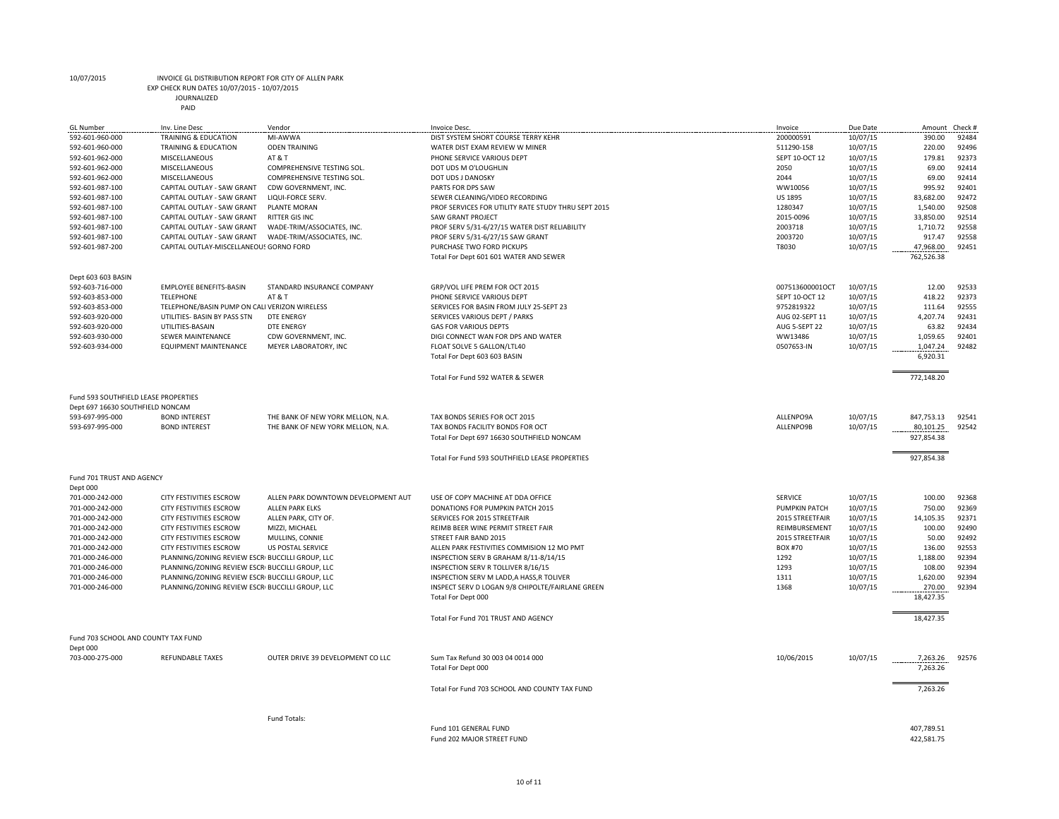10/07/2015 INVOICE GL DISTRIBUTION REPORT FOR CITY OF ALLEN PARK
EXP CHECK RUN DATES 10/07/2015 - 10/07/2015
JOURNALIZED
PAID

| GL Number | Inv. Line Desc | Vendor | Invoice Desc. | Invoice | Due Date | Amount | Check # |
|---|---|---|---|---|---|---|---|
| 592-601-960-000 | TRAINING & EDUCATION | MI-AWWA | DIST SYSTEM SHORT COURSE TERRY KEHR | 200000591 | 10/07/15 | 390.00 | 92484 |
| 592-601-960-000 | TRAINING & EDUCATION | ODEN TRAINING | WATER DIST EXAM REVIEW W MINER | 511290-158 | 10/07/15 | 220.00 | 92496 |
| 592-601-962-000 | MISCELLANEOUS | AT & T | PHONE SERVICE VARIOUS DEPT | SEPT 10-OCT 12 | 10/07/15 | 179.81 | 92373 |
| 592-601-962-000 | MISCELLANEOUS | COMPREHENSIVE TESTING SOL. | DOT UDS M O'LOUGHLIN | 2050 | 10/07/15 | 69.00 | 92414 |
| 592-601-962-000 | MISCELLANEOUS | COMPREHENSIVE TESTING SOL. | DOT UDS J DANOSKY | 2044 | 10/07/15 | 69.00 | 92414 |
| 592-601-987-100 | CAPITAL OUTLAY - SAW GRANT | CDW GOVERNMENT, INC. | PARTS FOR DPS SAW | WW10056 | 10/07/15 | 995.92 | 92401 |
| 592-601-987-100 | CAPITAL OUTLAY - SAW GRANT | LIQUI-FORCE SERV. | SEWER CLEANING/VIDEO RECORDING | US 1895 | 10/07/15 | 83,682.00 | 92472 |
| 592-601-987-100 | CAPITAL OUTLAY - SAW GRANT | PLANTE MORAN | PROF SERVICES FOR UTILITY RATE STUDY THRU SEPT 2015 | 1280347 | 10/07/15 | 1,540.00 | 92508 |
| 592-601-987-100 | CAPITAL OUTLAY - SAW GRANT | RITTER GIS INC | SAW GRANT PROJECT | 2015-0096 | 10/07/15 | 33,850.00 | 92514 |
| 592-601-987-100 | CAPITAL OUTLAY - SAW GRANT | WADE-TRIM/ASSOCIATES, INC. | PROF SERV 5/31-6/27/15 WATER DIST RELIABILITY | 2003718 | 10/07/15 | 1,710.72 | 92558 |
| 592-601-987-100 | CAPITAL OUTLAY - SAW GRANT | WADE-TRIM/ASSOCIATES, INC. | PROF SERV 5/31-6/27/15 SAW GRANT | 2003720 | 10/07/15 | 917.47 | 92558 |
| 592-601-987-200 | CAPITAL OUTLAY-MISCELLANEOUS | GORNO FORD | PURCHASE TWO FORD PICKUPS | T8030 | 10/07/15 | 47,968.00 | 92451 |
| | | | Total For Dept 601 601 WATER AND SEWER | | | 762,526.38 | |
| Dept 603 603 BASIN | | | | | | | |
| 592-603-716-000 | EMPLOYEE BENEFITS-BASIN | STANDARD INSURANCE COMPANY | GRP/VOL LIFE PREM FOR OCT 2015 | 007513600001OCT | 10/07/15 | 12.00 | 92533 |
| 592-603-853-000 | TELEPHONE | AT & T | PHONE SERVICE VARIOUS DEPT | SEPT 10-OCT 12 | 10/07/15 | 418.22 | 92373 |
| 592-603-853-000 | TELEPHONE/BASIN PUMP ON CALL | VERIZON WIRELESS | SERVICES FOR BASIN FROM JULY 25-SEPT 23 | 9752819322 | 10/07/15 | 111.64 | 92555 |
| 592-603-920-000 | UTILITIES- BASIN BY PASS STN | DTE ENERGY | SERVICES VARIOUS DEPT / PARKS | AUG 02-SEPT 11 | 10/07/15 | 4,207.74 | 92431 |
| 592-603-920-000 | UTILITIES-BASAIN | DTE ENERGY | GAS FOR VARIOUS DEPTS | AUG 5-SEPT 22 | 10/07/15 | 63.82 | 92434 |
| 592-603-930-000 | SEWER MAINTENANCE | CDW GOVERNMENT, INC. | DIGI CONNECT WAN FOR DPS AND WATER | WW13486 | 10/07/15 | 1,059.65 | 92401 |
| 592-603-934-000 | EQUIPMENT MAINTENANCE | MEYER LABORATORY, INC | FLOAT SOLVE 5 GALLON/LTL40 | 0507653-IN | 10/07/15 | 1,047.24 | 92482 |
| | | | Total For Dept 603 603 BASIN | | | 6,920.31 | |
| | | | Total For Fund 592 WATER & SEWER | | | 772,148.20 | |
| Fund 593 SOUTHFIELD LEASE PROPERTIES | | | | | | | |
| Dept 697 16630 SOUTHFIELD NONCAM | | | | | | | |
| 593-697-995-000 | BOND INTEREST | THE BANK OF NEW YORK MELLON, N.A. | TAX BONDS SERIES FOR OCT 2015 | ALLENPO9A | 10/07/15 | 847,753.13 | 92541 |
| 593-697-995-000 | BOND INTEREST | THE BANK OF NEW YORK MELLON, N.A. | TAX BONDS FACILITY BONDS FOR OCT | ALLENPO9B | 10/07/15 | 80,101.25 | 92542 |
| | | | Total For Dept 697 16630 SOUTHFIELD NONCAM | | | 927,854.38 | |
| | | | Total For Fund 593 SOUTHFIELD LEASE PROPERTIES | | | 927,854.38 | |
| Fund 701 TRUST AND AGENCY | | | | | | | |
| Dept 000 | | | | | | | |
| 701-000-242-000 | CITY FESTIVITIES ESCROW | ALLEN PARK DOWNTOWN DEVELOPMENT AUT | USE OF COPY MACHINE AT DDA OFFICE | SERVICE | 10/07/15 | 100.00 | 92368 |
| 701-000-242-000 | CITY FESTIVITIES ESCROW | ALLEN PARK ELKS | DONATIONS FOR PUMPKIN PATCH 2015 | PUMPKIN PATCH | 10/07/15 | 750.00 | 92369 |
| 701-000-242-000 | CITY FESTIVITIES ESCROW | ALLEN PARK, CITY OF. | SERVICES FOR 2015 STREETFAIR | 2015 STREETFAIR | 10/07/15 | 14,105.35 | 92371 |
| 701-000-242-000 | CITY FESTIVITIES ESCROW | MIZZI, MICHAEL | REIMB BEER WINE PERMIT STREET FAIR | REIMBURSEMENT | 10/07/15 | 100.00 | 92490 |
| 701-000-242-000 | CITY FESTIVITIES ESCROW | MULLINS, CONNIE | STREET FAIR BAND 2015 | 2015 STREETFAIR | 10/07/15 | 50.00 | 92492 |
| 701-000-242-000 | CITY FESTIVITIES ESCROW | US POSTAL SERVICE | ALLEN PARK FESTIVITIES COMMISION 12 MO PMT | BOX #70 | 10/07/15 | 136.00 | 92553 |
| 701-000-246-000 | PLANNING/ZONING REVIEW ESCR | BUCCILLI GROUP, LLC | INSPECTION SERV B GRAHAM 8/11-8/14/15 | 1292 | 10/07/15 | 1,188.00 | 92394 |
| 701-000-246-000 | PLANNING/ZONING REVIEW ESCR | BUCCILLI GROUP, LLC | INSPECTION SERV R TOLLIVER 8/16/15 | 1293 | 10/07/15 | 108.00 | 92394 |
| 701-000-246-000 | PLANNING/ZONING REVIEW ESCR | BUCCILLI GROUP, LLC | INSPECTION SERV M LADD,A HASS,R TOLIVER | 1311 | 10/07/15 | 1,620.00 | 92394 |
| 701-000-246-000 | PLANNING/ZONING REVIEW ESCR | BUCCILLI GROUP, LLC | INSPECT SERV D LOGAN 9/8 CHIPOLTE/FAIRLANE GREEN | 1368 | 10/07/15 | 270.00 | 92394 |
| | | | Total For Dept 000 | | | 18,427.35 | |
| | | | Total For Fund 701 TRUST AND AGENCY | | | 18,427.35 | |
| Fund 703 SCHOOL AND COUNTY TAX FUND | | | | | | | |
| Dept 000 | | | | | | | |
| 703-000-275-000 | REFUNDABLE TAXES | OUTER DRIVE 39 DEVELOPMENT CO LLC | Sum Tax Refund 30 003 04 0014 000 | 10/06/2015 | 10/07/15 | 7,263.26 | 92576 |
| | | | Total For Dept 000 | | | 7,263.26 | |
| | | | Total For Fund 703 SCHOOL AND COUNTY TAX FUND | | | 7,263.26 | |
| | | Fund Totals: | | | | | |
| | | | Fund 101 GENERAL FUND | | | 407,789.51 | |
| | | | Fund 202 MAJOR STREET FUND | | | 422,581.75 | |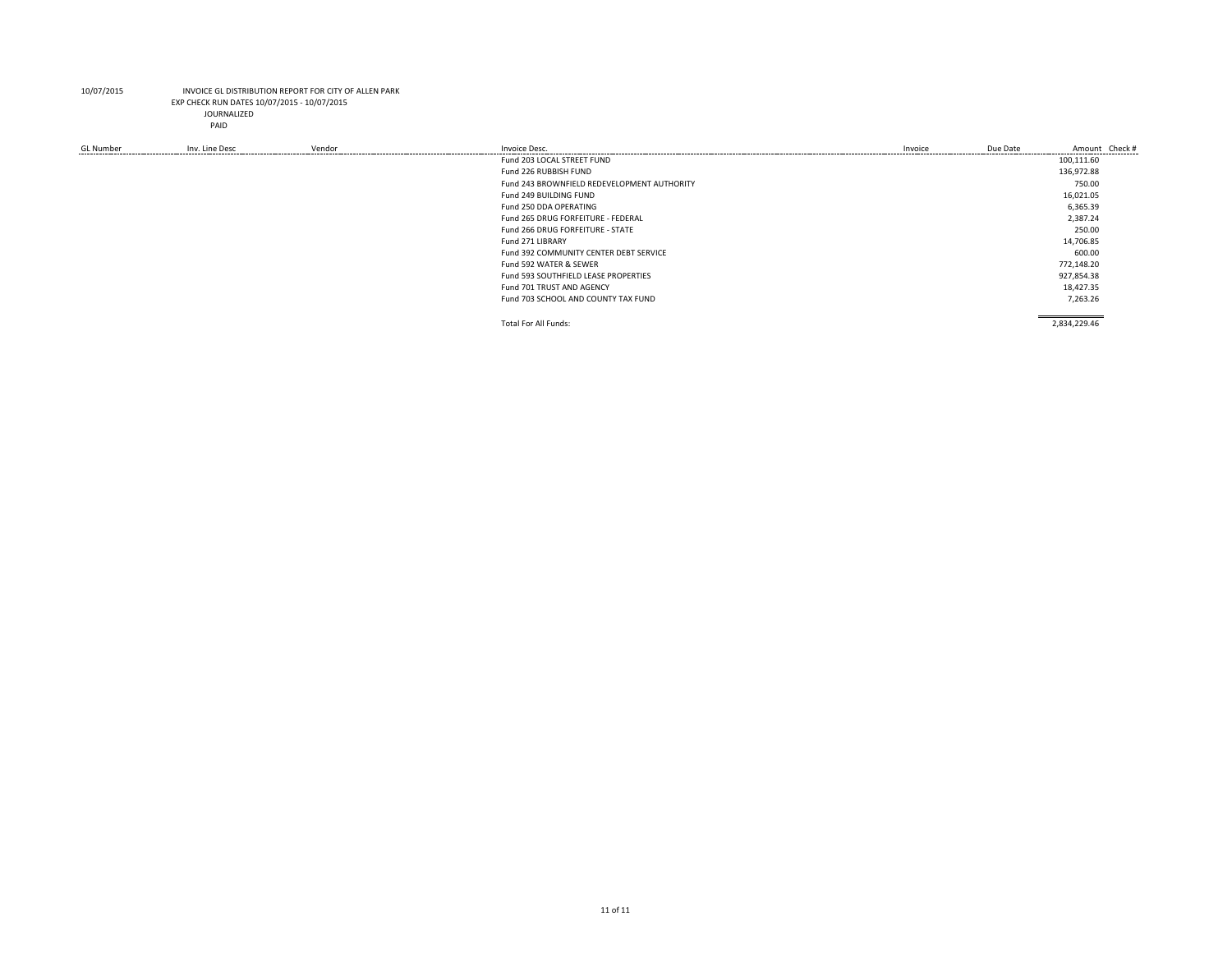10/07/2015 INVOICE GL DISTRIBUTION REPORT FOR CITY OF ALLEN PARK

EXP CHECK RUN DATES 10/07/2015 - 10/07/2015

JOURNALIZED

PAID

| GL Number | Inv. Line Desc | Vendor | Invoice Desc. | Invoice | Due Date | Amount | Check # |
|---|---|---|---|---|---|---|---|
| | | | Fund 203 LOCAL STREET FUND | | | 100,111.60 | |
| | | | Fund 226 RUBBISH FUND | | | 136,972.88 | |
| | | | Fund 243 BROWNFIELD REDEVELOPMENT AUTHORITY | | | 750.00 | |
| | | | Fund 249 BUILDING FUND | | | 16,021.05 | |
| | | | Fund 250 DDA OPERATING | | | 6,365.39 | |
| | | | Fund 265 DRUG FORFEITURE - FEDERAL | | | 2,387.24 | |
| | | | Fund 266 DRUG FORFEITURE - STATE | | | 250.00 | |
| | | | Fund 271 LIBRARY | | | 14,706.85 | |
| | | | Fund 392 COMMUNITY CENTER DEBT SERVICE | | | 600.00 | |
| | | | Fund 592 WATER & SEWER | | | 772,148.20 | |
| | | | Fund 593 SOUTHFIELD LEASE PROPERTIES | | | 927,854.38 | |
| | | | Fund 701 TRUST AND AGENCY | | | 18,427.35 | |
| | | | Fund 703 SCHOOL AND COUNTY TAX FUND | | | 7,263.26 | |
| | | | Total For All Funds: | | | 2,834,229.46 | |